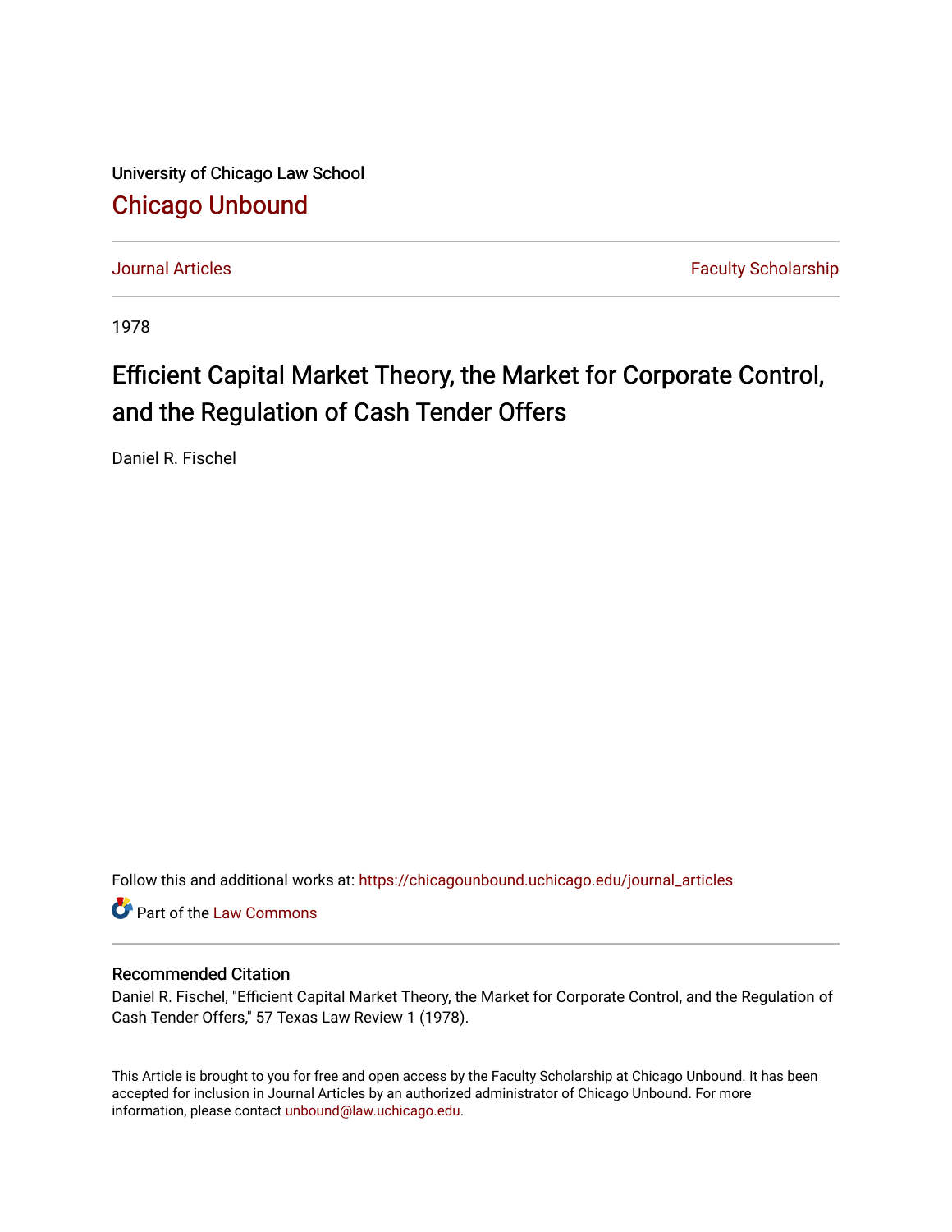University of Chicago Law School

## Chicago Unbound

Journal Articles | Faculty Scholarship

1978

# Efficient Capital Market Theory, the Market for Corporate Control, and the Regulation of Cash Tender Offers

Daniel R. Fischel

Follow this and additional works at: https://chicagounbound.uchicago.edu/journal_articles

Part of the Law Commons

### Recommended Citation

Daniel R. Fischel, "Efficient Capital Market Theory, the Market for Corporate Control, and the Regulation of Cash Tender Offers," 57 Texas Law Review 1 (1978).

This Article is brought to you for free and open access by the Faculty Scholarship at Chicago Unbound. It has been accepted for inclusion in Journal Articles by an authorized administrator of Chicago Unbound. For more information, please contact unbound@law.uchicago.edu.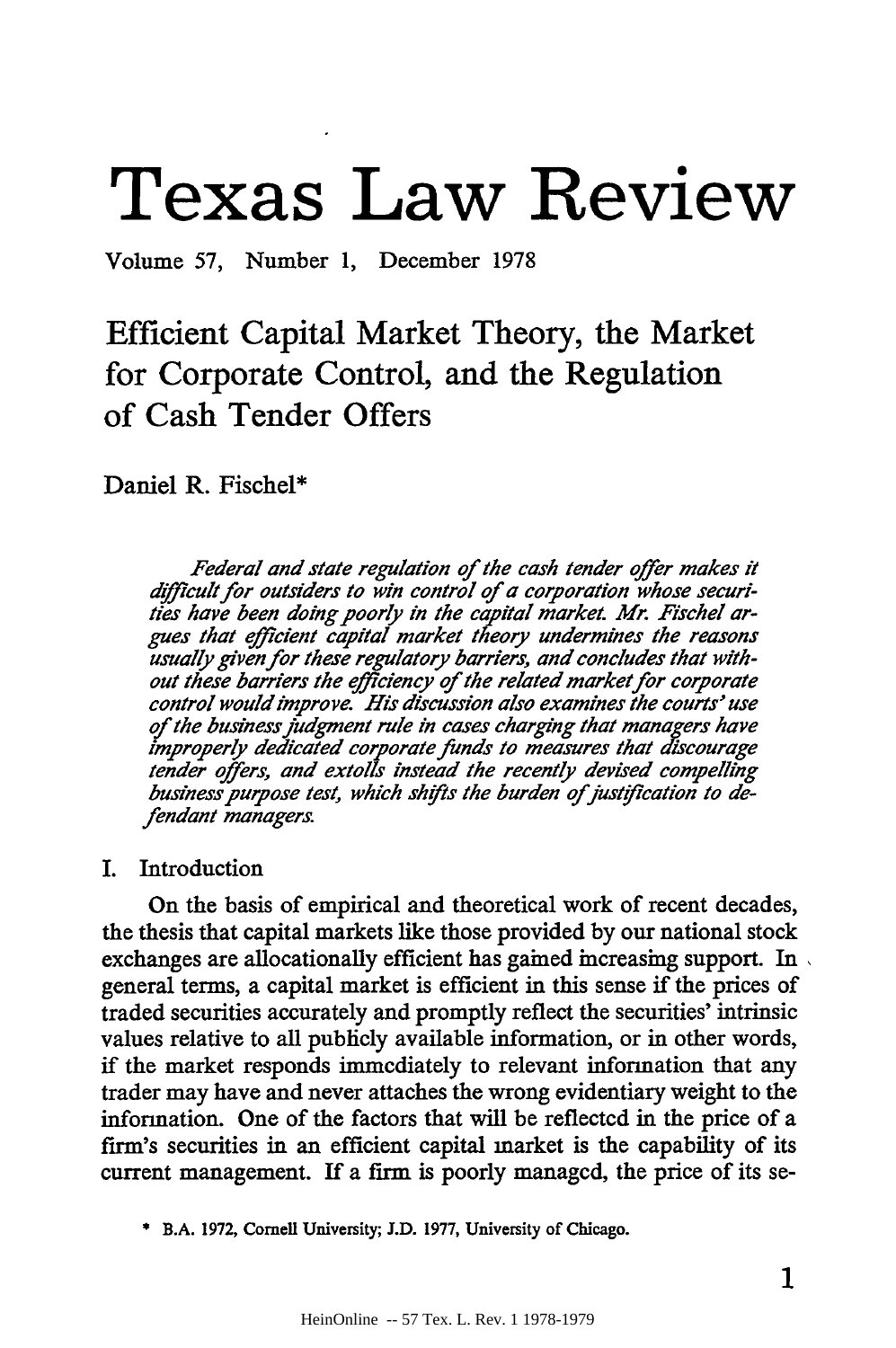# Texas Law Review

Volume 57, Number 1, December 1978

## Efficient Capital Market Theory, the Market for Corporate Control, and the Regulation of Cash Tender Offers

Daniel R. Fischel*

*Federal and state regulation of the cash tender offer makes it difficult for outsiders to win control of a corporation whose securities have been doing poorly in the capital market. Mr. Fischel argues that efficient capital market theory undermines the reasons usually given for these regulatory barriers, and concludes that without these barriers the efficiency of the related market for corporate control would improve. His discussion also examines the courts' use of the business judgment rule in cases charging that managers have improperly dedicated corporate funds to measures that discourage tender offers, and extolls instead the recently devised compelling business purpose test, which shifts the burden of justification to defendant managers.*

### I. Introduction

On the basis of empirical and theoretical work of recent decades, the thesis that capital markets like those provided by our national stock exchanges are allocationally efficient has gained increasing support. In general terms, a capital market is efficient in this sense if the prices of traded securities accurately and promptly reflect the securities' intrinsic values relative to all publicly available information, or in other words, if the market responds immediately to relevant information that any trader may have and never attaches the wrong evidentiary weight to the information. One of the factors that will be reflected in the price of a firm's securities in an efficient capital market is the capability of its current management. If a firm is poorly managed, the price of its se-

\* B.A. 1972, Cornell University; J.D. 1977, University of Chicago.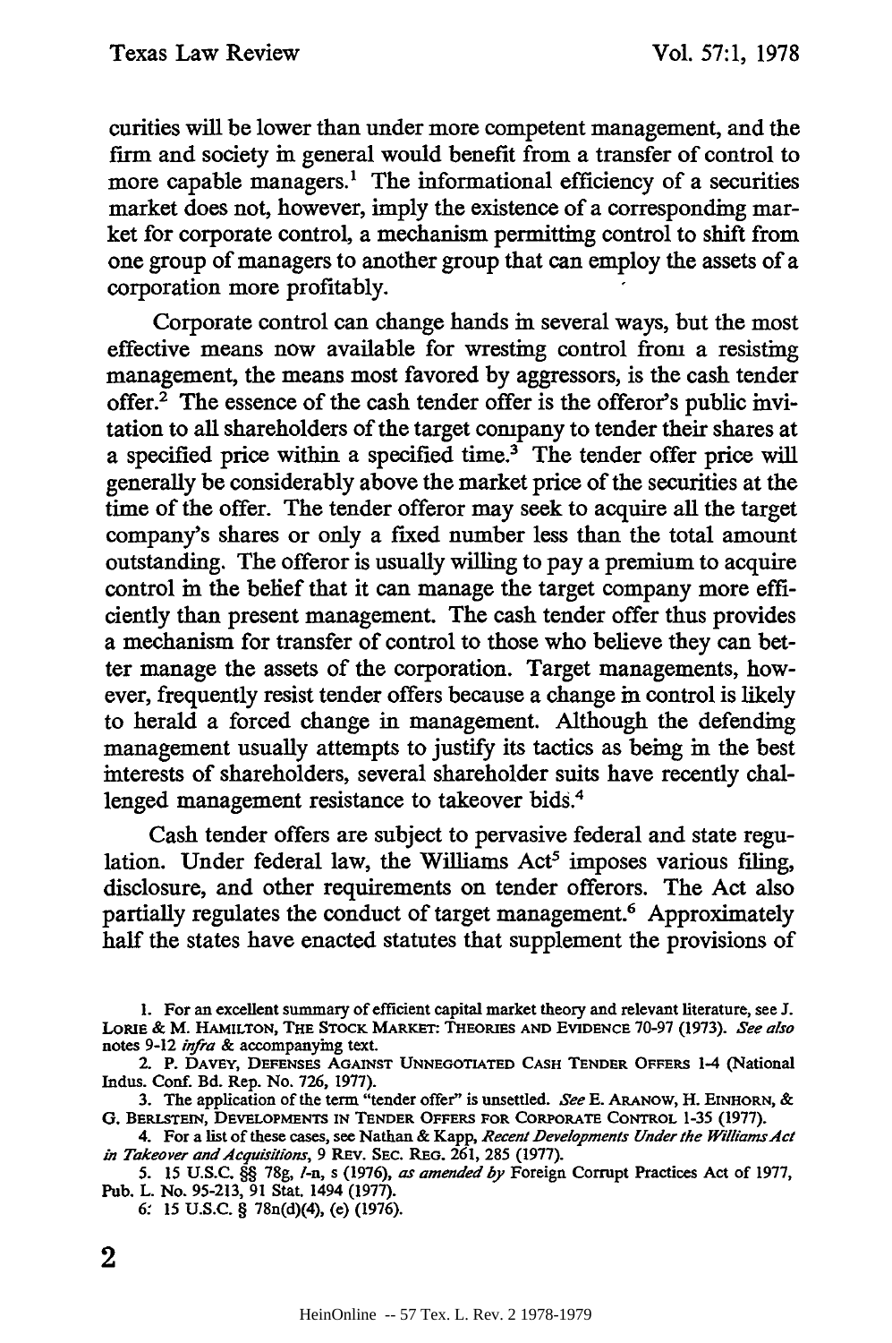curities will be lower than under more competent management, and the firm and society in general would benefit from a transfer of control to more capable managers.[1] The informational efficiency of a securities market does not, however, imply the existence of a corresponding market for corporate control, a mechanism permitting control to shift from one group of managers to another group that can employ the assets of a corporation more profitably.

Corporate control can change hands in several ways, but the most effective means now available for wresting control from a resisting management, the means most favored by aggressors, is the cash tender offer.[2] The essence of the cash tender offer is the offeror's public invitation to all shareholders of the target company to tender their shares at a specified price within a specified time.[3] The tender offer price will generally be considerably above the market price of the securities at the time of the offer. The tender offeror may seek to acquire all the target company's shares or only a fixed number less than the total amount outstanding. The offeror is usually willing to pay a premium to acquire control in the belief that it can manage the target company more efficiently than present management. The cash tender offer thus provides a mechanism for transfer of control to those who believe they can better manage the assets of the corporation. Target managements, however, frequently resist tender offers because a change in control is likely to herald a forced change in management. Although the defending management usually attempts to justify its tactics as being in the best interests of shareholders, several shareholder suits have recently challenged management resistance to takeover bids.[4]

Cash tender offers are subject to pervasive federal and state regulation. Under federal law, the Williams Act[5] imposes various filing, disclosure, and other requirements on tender offerors. The Act also partially regulates the conduct of target management.[6] Approximately half the states have enacted statutes that supplement the provisions of

---

1. For an excellent summary of efficient capital market theory and relevant literature, see J. LORIE & M. HAMILTON, THE STOCK MARKET: THEORIES AND EVIDENCE 70-97 (1973). *See also* notes 9-12 *infra* & accompanying text.

2. P. DAVEY, DEFENSES AGAINST UNNEGOTIATED CASH TENDER OFFERS 1-4 (National Indus. Conf. Bd. Rep. No. 726, 1977).

3. The application of the term "tender offer" is unsettled. *See* E. ARANOW, H. EINHORN, & G. BERLSTEIN, DEVELOPMENTS IN TENDER OFFERS FOR CORPORATE CONTROL 1-35 (1977).

4. For a list of these cases, see Nathan & Kapp, *Recent Developments Under the Williams Act in Takeover and Acquisitions*, 9 REV. SEC. REG. 261, 285 (1977).

5. 15 U.S.C. §§ 78g, *l*-n, s (1976), *as amended by* Foreign Corrupt Practices Act of 1977, Pub. L. No. 95-213, 91 Stat. 1494 (1977).

6. 15 U.S.C. § 78n(d)(4), (e) (1976).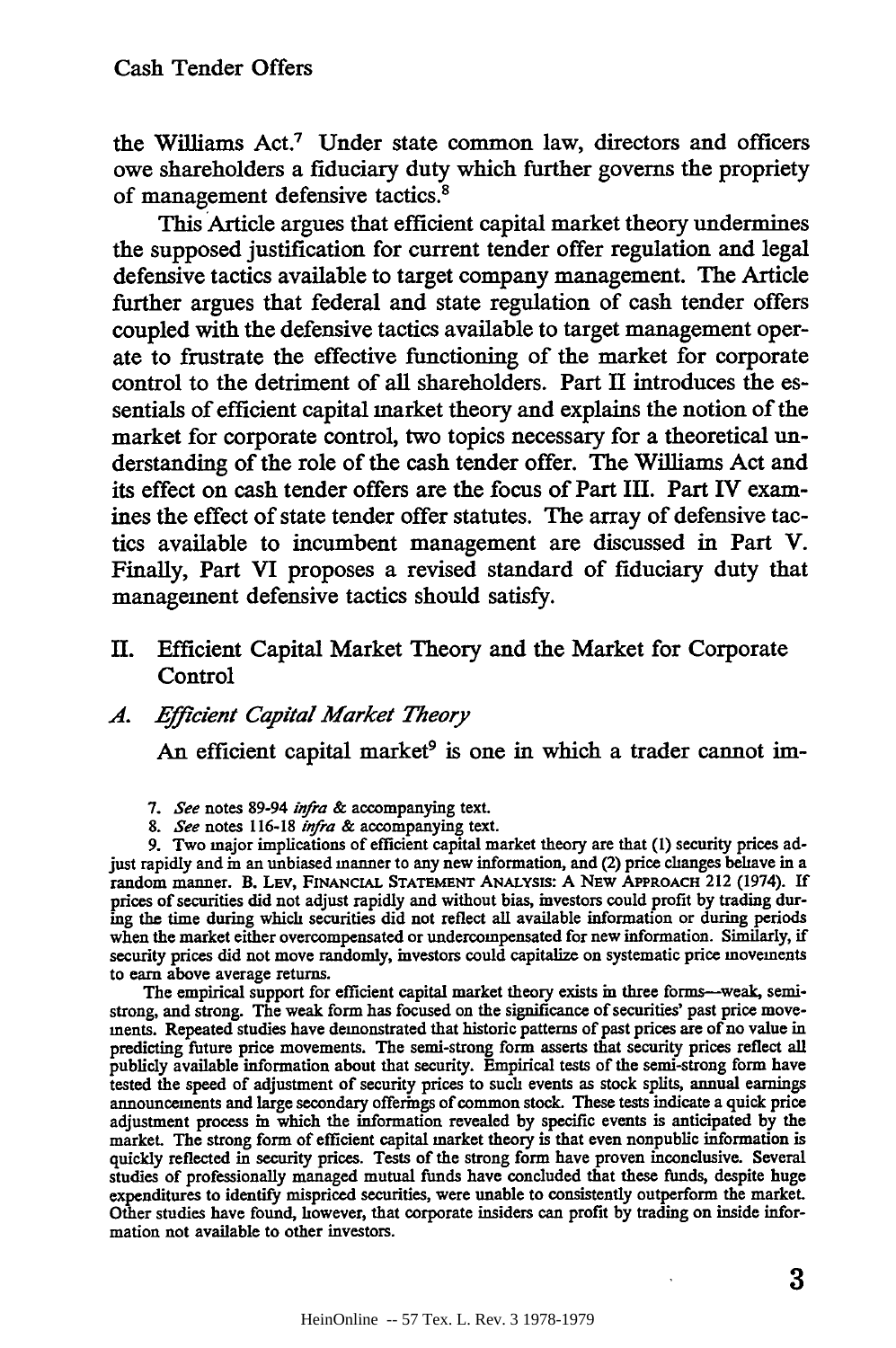the Williams Act.[7] Under state common law, directors and officers owe shareholders a fiduciary duty which further governs the propriety of management defensive tactics.[8]

This Article argues that efficient capital market theory undermines the supposed justification for current tender offer regulation and legal defensive tactics available to target company management. The Article further argues that federal and state regulation of cash tender offers coupled with the defensive tactics available to target management operate to frustrate the effective functioning of the market for corporate control to the detriment of all shareholders. Part II introduces the essentials of efficient capital market theory and explains the notion of the market for corporate control, two topics necessary for a theoretical understanding of the role of the cash tender offer. The Williams Act and its effect on cash tender offers are the focus of Part III. Part IV examines the effect of state tender offer statutes. The array of defensive tactics available to incumbent management are discussed in Part V. Finally, Part VI proposes a revised standard of fiduciary duty that management defensive tactics should satisfy.

## II. Efficient Capital Market Theory and the Market for Corporate Control

### *A. Efficient Capital Market Theory*

An efficient capital market[9] is one in which a trader cannot im-

7. *See* notes 89-94 *infra* & accompanying text.

8. *See* notes 116-18 *infra* & accompanying text.

9. Two major implications of efficient capital market theory are that (1) security prices adjust rapidly and in an unbiased manner to any new information, and (2) price changes behave in a random manner. B. LEV, FINANCIAL STATEMENT ANALYSIS: A NEW APPROACH 212 (1974). If prices of securities did not adjust rapidly and without bias, investors could profit by trading during the time during which securities did not reflect all available information or during periods when the market either overcompensated or undercompensated for new information. Similarly, if security prices did not move randomly, investors could capitalize on systematic price movements to earn above average returns.

The empirical support for efficient capital market theory exists in three forms—weak, semi-strong, and strong. The weak form has focused on the significance of securities' past price movements. Repeated studies have demonstrated that historic patterns of past prices are of no value in predicting future price movements. The semi-strong form asserts that security prices reflect all publicly available information about that security. Empirical tests of the semi-strong form have tested the speed of adjustment of security prices to such events as stock splits, annual earnings announcements and large secondary offerings of common stock. These tests indicate a quick price adjustment process in which the information revealed by specific events is anticipated by the market. The strong form of efficient capital market theory is that even nonpublic information is quickly reflected in security prices. Tests of the strong form have proven inconclusive. Several studies of professionally managed mutual funds have concluded that these funds, despite huge expenditures to identify mispriced securities, were unable to consistently outperform the market. Other studies have found, however, that corporate insiders can profit by trading on inside information not available to other investors.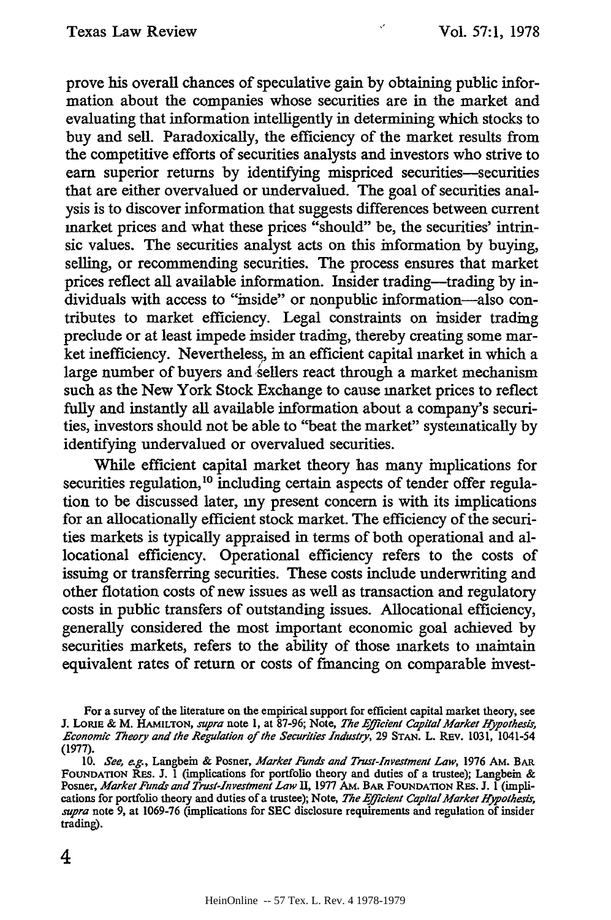prove his overall chances of speculative gain by obtaining public information about the companies whose securities are in the market and evaluating that information intelligently in determining which stocks to buy and sell. Paradoxically, the efficiency of the market results from the competitive efforts of securities analysts and investors who strive to earn superior returns by identifying mispriced securities—securities that are either overvalued or undervalued. The goal of securities analysis is to discover information that suggests differences between current market prices and what these prices "should" be, the securities' intrinsic values. The securities analyst acts on this information by buying, selling, or recommending securities. The process ensures that market prices reflect all available information. Insider trading—trading by individuals with access to "inside" or nonpublic information—also contributes to market efficiency. Legal constraints on insider trading preclude or at least impede insider trading, thereby creating some market inefficiency. Nevertheless, in an efficient capital market in which a large number of buyers and sellers react through a market mechanism such as the New York Stock Exchange to cause market prices to reflect fully and instantly all available information about a company's securities, investors should not be able to "beat the market" systematically by identifying undervalued or overvalued securities.

While efficient capital market theory has many implications for securities regulation,[10] including certain aspects of tender offer regulation to be discussed later, my present concern is with its implications for an allocationally efficient stock market. The efficiency of the securities markets is typically appraised in terms of both operational and allocational efficiency. Operational efficiency refers to the costs of issuing or transferring securities. These costs include underwriting and other flotation costs of new issues as well as transaction and regulatory costs in public transfers of outstanding issues. Allocational efficiency, generally considered the most important economic goal achieved by securities markets, refers to the ability of those markets to maintain equivalent rates of return or costs of financing on comparable invest-

For a survey of the literature on the empirical support for efficient capital market theory, see J. LORIE & M. HAMILTON, *supra* note 1, at 87-96; Note, *The Efficient Capital Market Hypothesis, Economic Theory and the Regulation of the Securities Industry*, 29 STAN. L. REV. 1031, 1041-54 (1977).

10. *See, e.g.*, Langbein & Posner, *Market Funds and Trust-Investment Law*, 1976 AM. BAR FOUNDATION RES. J. 1 (implications for portfolio theory and duties of a trustee); Langbein & Posner, *Market Funds and Trust-Investment Law II*, 1977 AM. BAR FOUNDATION RES. J. 1 (implications for portfolio theory and duties of a trustee); Note, *The Efficient Capital Market Hypothesis*, *supra* note 9, at 1069-76 (implications for SEC disclosure requirements and regulation of insider trading).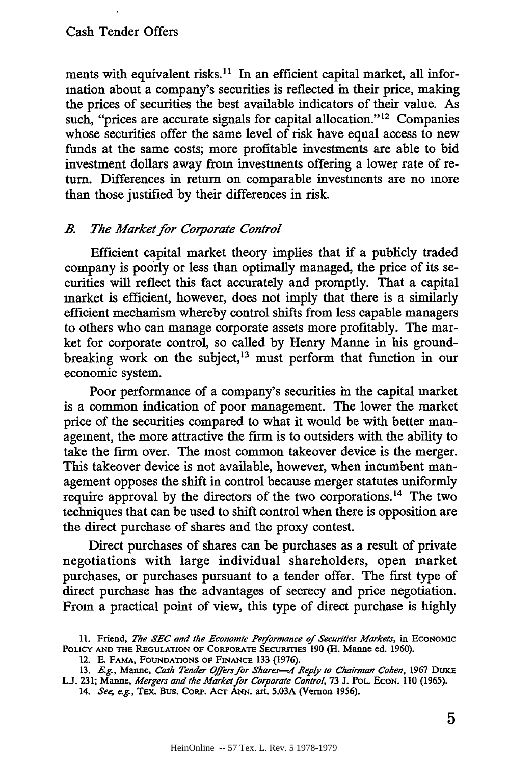ments with equivalent risks.[11] In an efficient capital market, all information about a company's securities is reflected in their price, making the prices of securities the best available indicators of their value. As such, "prices are accurate signals for capital allocation."[12] Companies whose securities offer the same level of risk have equal access to new funds at the same costs; more profitable investments are able to bid investment dollars away from investments offering a lower rate of return. Differences in return on comparable investments are no more than those justified by their differences in risk.

### *B. The Market for Corporate Control*

Efficient capital market theory implies that if a publicly traded company is poorly or less than optimally managed, the price of its securities will reflect this fact accurately and promptly. That a capital market is efficient, however, does not imply that there is a similarly efficient mechanism whereby control shifts from less capable managers to others who can manage corporate assets more profitably. The market for corporate control, so called by Henry Manne in his groundbreaking work on the subject,[13] must perform that function in our economic system.

Poor performance of a company's securities in the capital market is a common indication of poor management. The lower the market price of the securities compared to what it would be with better management, the more attractive the firm is to outsiders with the ability to take the firm over. The most common takeover device is the merger. This takeover device is not available, however, when incumbent management opposes the shift in control because merger statutes uniformly require approval by the directors of the two corporations.[14] The two techniques that can be used to shift control when there is opposition are the direct purchase of shares and the proxy contest.

Direct purchases of shares can be purchases as a result of private negotiations with large individual shareholders, open market purchases, or purchases pursuant to a tender offer. The first type of direct purchase has the advantages of secrecy and price negotiation. From a practical point of view, this type of direct purchase is highly

11. Friend, *The SEC and the Economic Performance of Securities Markets*, in ECONOMIC POLICY AND THE REGULATION OF CORPORATE SECURITIES 190 (H. Manne ed. 1960).

12. E. FAMA, FOUNDATIONS OF FINANCE 133 (1976).

13. *E.g.*, Manne, *Cash Tender Offers for Shares—A Reply to Chairman Cohen*, 1967 DUKE L.J. 231; Manne, *Mergers and the Market for Corporate Control*, 73 J. POL. ECON. 110 (1965).

14. *See, e.g.*, TEX. BUS. CORP. ACT ANN. art. 5.03A (Vernon 1956).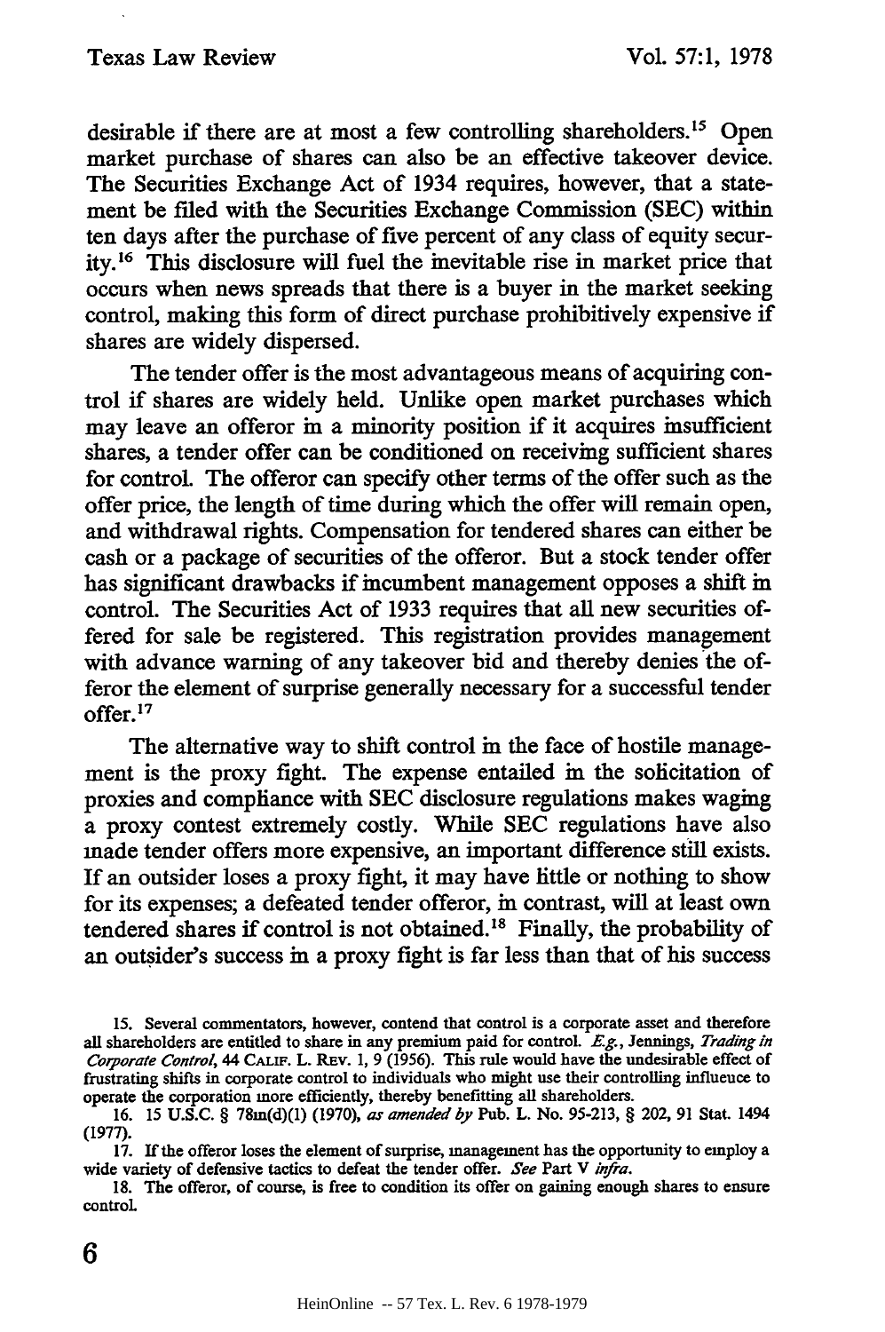desirable if there are at most a few controlling shareholders.[15] Open market purchase of shares can also be an effective takeover device. The Securities Exchange Act of 1934 requires, however, that a statement be filed with the Securities Exchange Commission (SEC) within ten days after the purchase of five percent of any class of equity security.[16] This disclosure will fuel the inevitable rise in market price that occurs when news spreads that there is a buyer in the market seeking control, making this form of direct purchase prohibitively expensive if shares are widely dispersed.

The tender offer is the most advantageous means of acquiring control if shares are widely held. Unlike open market purchases which may leave an offeror in a minority position if it acquires insufficient shares, a tender offer can be conditioned on receiving sufficient shares for control. The offeror can specify other terms of the offer such as the offer price, the length of time during which the offer will remain open, and withdrawal rights. Compensation for tendered shares can either be cash or a package of securities of the offeror. But a stock tender offer has significant drawbacks if incumbent management opposes a shift in control. The Securities Act of 1933 requires that all new securities offered for sale be registered. This registration provides management with advance warning of any takeover bid and thereby denies the offeror the element of surprise generally necessary for a successful tender offer.[17]

The alternative way to shift control in the face of hostile management is the proxy fight. The expense entailed in the solicitation of proxies and compliance with SEC disclosure regulations makes waging a proxy contest extremely costly. While SEC regulations have also made tender offers more expensive, an important difference still exists. If an outsider loses a proxy fight, it may have little or nothing to show for its expenses; a defeated tender offeror, in contrast, will at least own tendered shares if control is not obtained.[18] Finally, the probability of an outsider's success in a proxy fight is far less than that of his success

15. Several commentators, however, contend that control is a corporate asset and therefore all shareholders are entitled to share in any premium paid for control. *E.g.*, Jennings, *Trading in Corporate Control*, 44 CALIF. L. REV. 1, 9 (1956). This rule would have the undesirable effect of frustrating shifts in corporate control to individuals who might use their controlling influence to operate the corporation more efficiently, thereby benefitting all shareholders.

16. 15 U.S.C. § 78m(d)(1) (1970), *as amended by* Pub. L. No. 95-213, § 202, 91 Stat. 1494 (1977).

17. If the offeror loses the element of surprise, management has the opportunity to employ a wide variety of defensive tactics to defeat the tender offer. *See* Part V *infra*.

18. The offeror, of course, is free to condition its offer on gaining enough shares to ensure control.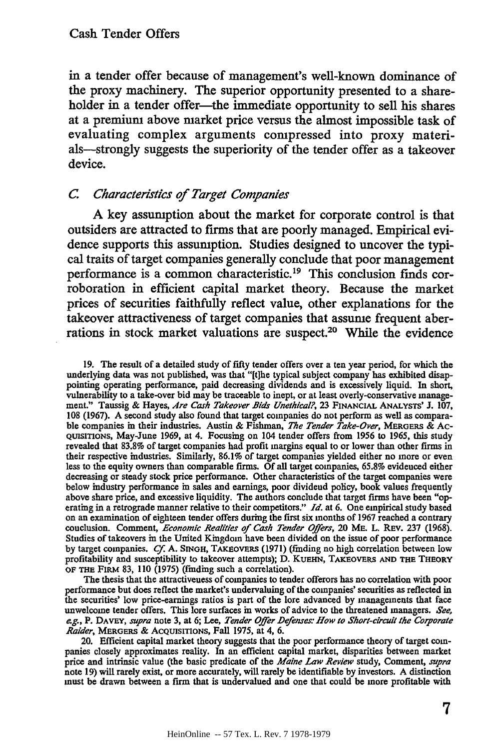in a tender offer because of management's well-known dominance of the proxy machinery. The superior opportunity presented to a shareholder in a tender offer—the immediate opportunity to sell his shares at a premium above market price versus the almost impossible task of evaluating complex arguments compressed into proxy materials—strongly suggests the superiority of the tender offer as a takeover device.

### *C. Characteristics of Target Companies*

A key assumption about the market for corporate control is that outsiders are attracted to firms that are poorly managed. Empirical evidence supports this assumption. Studies designed to uncover the typical traits of target companies generally conclude that poor management performance is a common characteristic.[19] This conclusion finds corroboration in efficient capital market theory. Because the market prices of securities faithfully reflect value, other explanations for the takeover attractiveness of target companies that assume frequent aberrations in stock market valuations are suspect.[20] While the evidence

---

19. The result of a detailed study of fifty tender offers over a ten year period, for which the underlying data was not published, was that "[t]he typical subject company has exhibited disappointing operating performance, paid decreasing dividends and is excessively liquid. In short, vulnerability to a take-over bid may be traceable to inept, or at least overly-conservative management." Taussig & Hayes, *Are Cash Takeover Bids Unethical?*, 23 FINANCIAL ANALYSTS' J. 107, 108 (1967). A second study also found that target companies do not perform as well as comparable companies in their industries. Austin & Fishman, *The Tender Take-Over*, MERGERS & ACQUISITIONS, May-June 1969, at 4. Focusing on 104 tender offers from 1956 to 1965, this study revealed that 83.8% of target companies had profit margins equal to or lower than other firms in their respective industries. Similarly, 86.1% of target companies yielded either no more or even less to the equity owners than comparable firms. Of all target companies, 65.8% evidenced either decreasing or steady stock price performance. Other characteristics of the target companies were below industry performance in sales and earnings, poor dividend policy, book values frequently above share price, and excessive liquidity. The authors conclude that target firms have been "operating in a retrograde manner relative to their competitors." *Id.* at 6. One empirical study based on an examination of eighteen tender offers during the first six months of 1967 reached a contrary conclusion. Comment, *Economic Realities of Cash Tender Offers*, 20 ME. L. REV. 237 (1968). Studies of takeovers in the United Kingdom have been divided on the issue of poor performance by target companies. *Cf.* A. SINGH, TAKEOVERS (1971) (finding no high correlation between low profitability and susceptibility to takeover attempts); D. KUEHN, TAKEOVERS AND THE THEORY OF THE FIRM 83, 110 (1975) (finding such a correlation).

The thesis that the attractiveness of companies to tender offerors has no correlation with poor performance but does reflect the market's undervaluing of the companies' securities as reflected in the securities' low price-earnings ratios is part of the lore advanced by managements that face unwelcome tender offers. This lore surfaces in works of advice to the threatened managers. *See, e.g.*, P. DAVEY, *supra* note 3, at 6; Lee, *Tender Offer Defenses: How to Short-circuit the Corporate Raider*, MERGERS & ACQUISITIONS, Fall 1975, at 4, 6.

20. Efficient capital market theory suggests that the poor performance theory of target companies closely approximates reality. In an efficient capital market, disparities between market price and intrinsic value (the basic predicate of the *Maine Law Review* study, Comment, *supra* note 19) will rarely exist, or more accurately, will rarely be identifiable by investors. A distinction must be drawn between a firm that is undervalued and one that could be more profitable with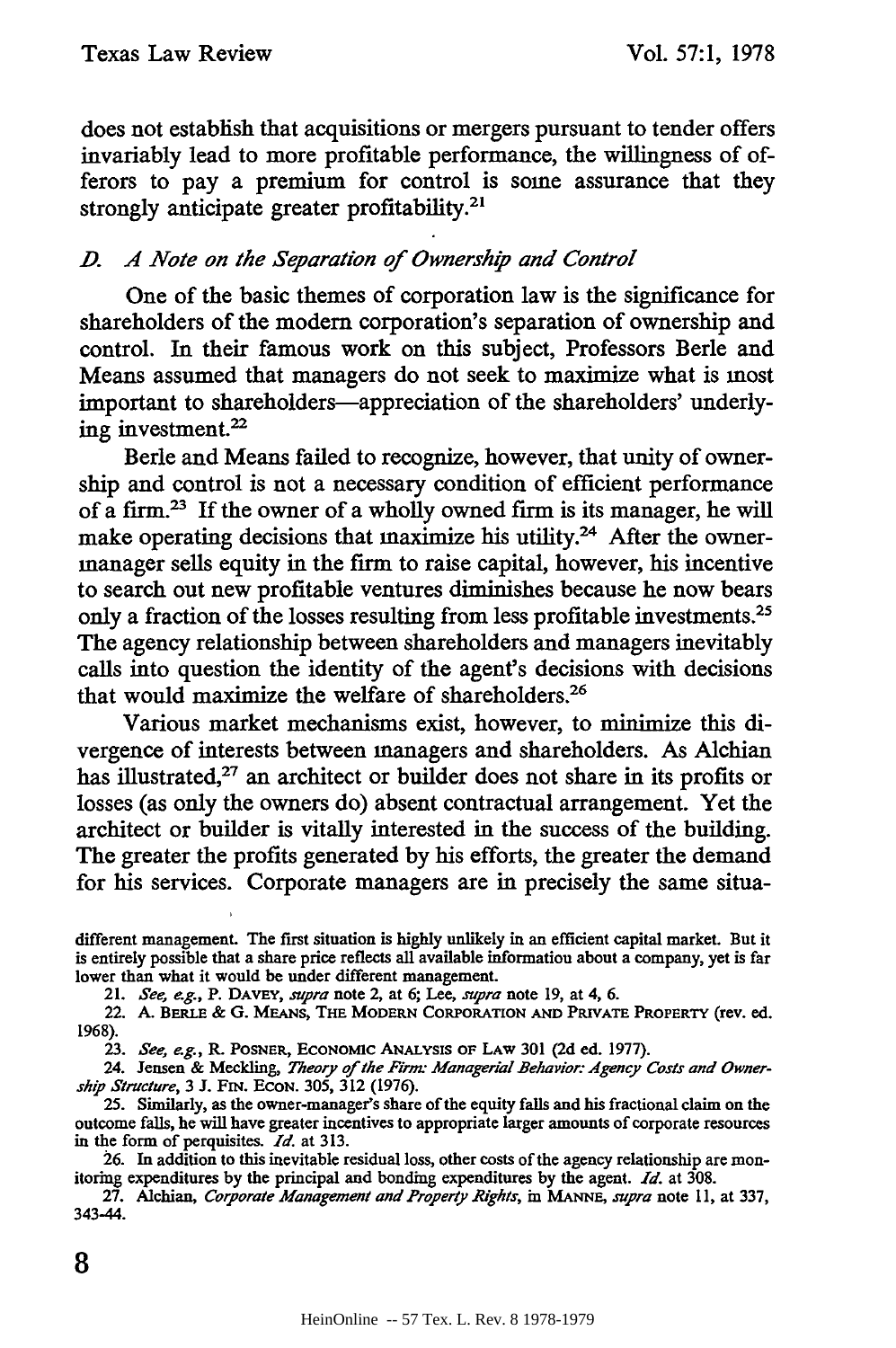does not establish that acquisitions or mergers pursuant to tender offers invariably lead to more profitable performance, the willingness of offerors to pay a premium for control is some assurance that they strongly anticipate greater profitability.[21]

### *D. A Note on the Separation of Ownership and Control*

One of the basic themes of corporation law is the significance for shareholders of the modern corporation's separation of ownership and control. In their famous work on this subject, Professors Berle and Means assumed that managers do not seek to maximize what is most important to shareholders—appreciation of the shareholders' underlying investment.[22]

Berle and Means failed to recognize, however, that unity of ownership and control is not a necessary condition of efficient performance of a firm.[23] If the owner of a wholly owned firm is its manager, he will make operating decisions that maximize his utility.[24] After the owner-manager sells equity in the firm to raise capital, however, his incentive to search out new profitable ventures diminishes because he now bears only a fraction of the losses resulting from less profitable investments.[25] The agency relationship between shareholders and managers inevitably calls into question the identity of the agent's decisions with decisions that would maximize the welfare of shareholders.[26]

Various market mechanisms exist, however, to minimize this divergence of interests between managers and shareholders. As Alchian has illustrated,[27] an architect or builder does not share in its profits or losses (as only the owners do) absent contractual arrangement. Yet the architect or builder is vitally interested in the success of the building. The greater the profits generated by his efforts, the greater the demand for his services. Corporate managers are in precisely the same situa-

---

different management. The first situation is highly unlikely in an efficient capital market. But it is entirely possible that a share price reflects all available information about a company, yet is far lower than what it would be under different management.

21. *See, e.g.*, P. DAVEY, *supra* note 2, at 6; Lee, *supra* note 19, at 4, 6.

22. A. BERLE & G. MEANS, THE MODERN CORPORATION AND PRIVATE PROPERTY (rev. ed. 1968).

23. *See, e.g.*, R. POSNER, ECONOMIC ANALYSIS OF LAW 301 (2d ed. 1977).

24. Jensen & Meckling, *Theory of the Firm: Managerial Behavior: Agency Costs and Ownership Structure*, 3 J. FIN. ECON. 305, 312 (1976).

25. Similarly, as the owner-manager's share of the equity falls and his fractional claim on the outcome falls, he will have greater incentives to appropriate larger amounts of corporate resources in the form of perquisites. *Id.* at 313.

26. In addition to this inevitable residual loss, other costs of the agency relationship are monitoring expenditures by the principal and bonding expenditures by the agent. *Id.* at 308.

27. Alchian, *Corporate Management and Property Rights*, in MANNE, *supra* note 11, at 337, 343-44.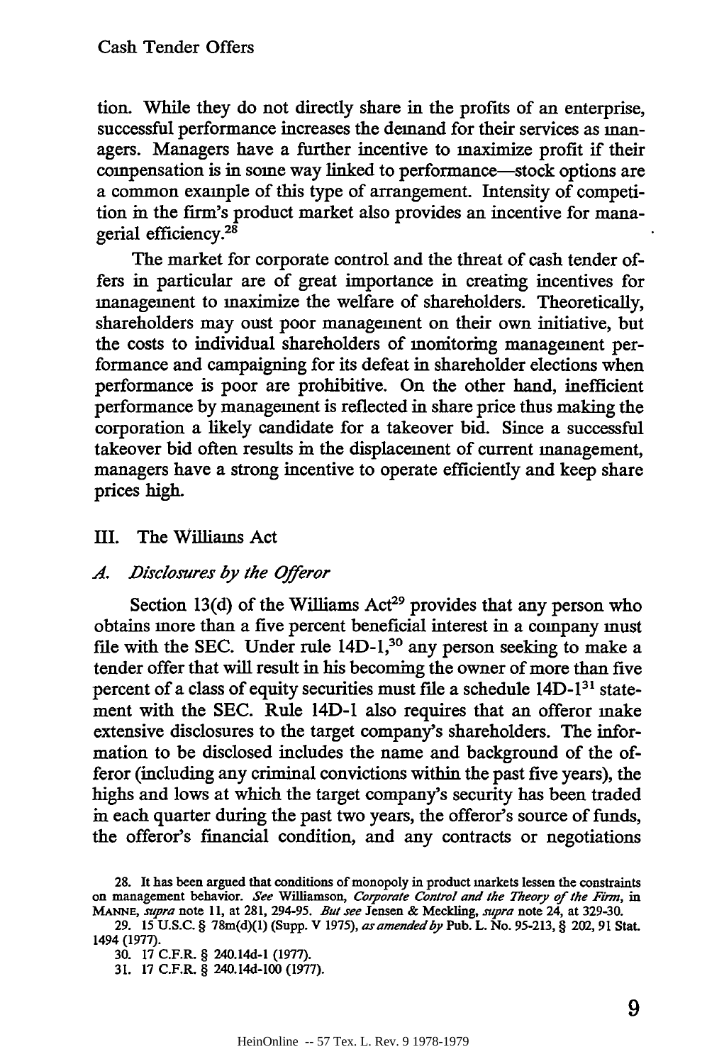tion. While they do not directly share in the profits of an enterprise, successful performance increases the demand for their services as managers. Managers have a further incentive to maximize profit if their compensation is in some way linked to performance—stock options are a common example of this type of arrangement. Intensity of competition in the firm's product market also provides an incentive for managerial efficiency.[28]

The market for corporate control and the threat of cash tender offers in particular are of great importance in creating incentives for management to maximize the welfare of shareholders. Theoretically, shareholders may oust poor management on their own initiative, but the costs to individual shareholders of monitoring management performance and campaigning for its defeat in shareholder elections when performance is poor are prohibitive. On the other hand, inefficient performance by management is reflected in share price thus making the corporation a likely candidate for a takeover bid. Since a successful takeover bid often results in the displacement of current management, managers have a strong incentive to operate efficiently and keep share prices high.

## III. The Williams Act

### *A. Disclosures by the Offeror*

Section 13(d) of the Williams Act[29] provides that any person who obtains more than a five percent beneficial interest in a company must file with the SEC. Under rule 14D-1,[30] any person seeking to make a tender offer that will result in his becoming the owner of more than five percent of a class of equity securities must file a schedule 14D-1[31] statement with the SEC. Rule 14D-1 also requires that an offeror make extensive disclosures to the target company's shareholders. The information to be disclosed includes the name and background of the offeror (including any criminal convictions within the past five years), the highs and lows at which the target company's security has been traded in each quarter during the past two years, the offeror's source of funds, the offeror's financial condition, and any contracts or negotiations

---

28. It has been argued that conditions of monopoly in product markets lessen the constraints on management behavior. *See* Williamson, *Corporate Control and the Theory of the Firm*, in MANNE, *supra* note 11, at 281, 294-95. *But see* Jensen & Meckling, *supra* note 24, at 329-30.

29. 15 U.S.C. § 78m(d)(1) (Supp. V 1975), *as amended by* Pub. L. No. 95-213, § 202, 91 Stat. 1494 (1977).

30. 17 C.F.R. § 240.14d-1 (1977).

31. 17 C.F.R. § 240.14d-100 (1977).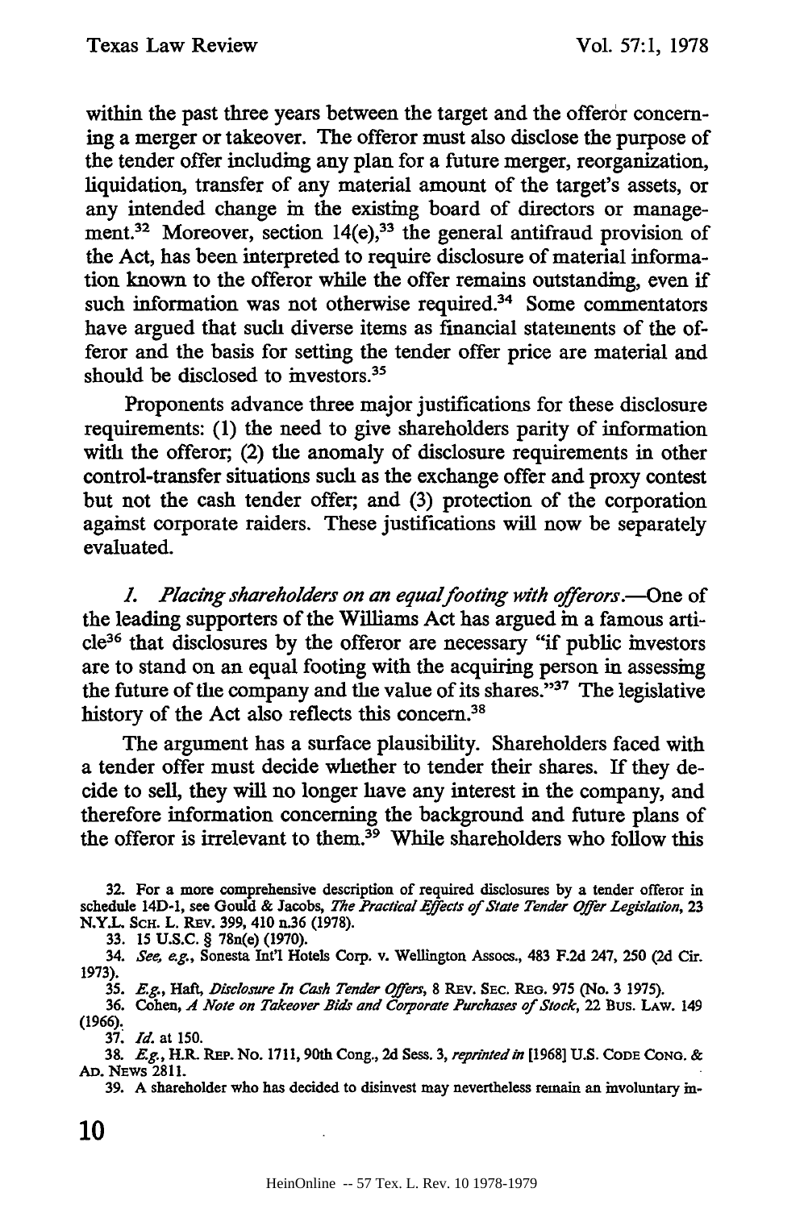within the past three years between the target and the offeror concerning a merger or takeover. The offeror must also disclose the purpose of the tender offer including any plan for a future merger, reorganization, liquidation, transfer of any material amount of the target's assets, or any intended change in the existing board of directors or management.[32] Moreover, section 14(e),[33] the general antifraud provision of the Act, has been interpreted to require disclosure of material information known to the offeror while the offer remains outstanding, even if such information was not otherwise required.[34] Some commentators have argued that such diverse items as financial statements of the offeror and the basis for setting the tender offer price are material and should be disclosed to investors.[35]

Proponents advance three major justifications for these disclosure requirements: (1) the need to give shareholders parity of information with the offeror; (2) the anomaly of disclosure requirements in other control-transfer situations such as the exchange offer and proxy contest but not the cash tender offer; and (3) protection of the corporation against corporate raiders. These justifications will now be separately evaluated.

*1. Placing shareholders on an equal footing with offerors.*—One of the leading supporters of the Williams Act has argued in a famous article[36] that disclosures by the offeror are necessary "if public investors are to stand on an equal footing with the acquiring person in assessing the future of the company and the value of its shares."[37] The legislative history of the Act also reflects this concern.[38]

The argument has a surface plausibility. Shareholders faced with a tender offer must decide whether to tender their shares. If they decide to sell, they will no longer have any interest in the company, and therefore information concerning the background and future plans of the offeror is irrelevant to them.[39] While shareholders who follow this

---

32. For a more comprehensive description of required disclosures by a tender offeror in schedule 14D-1, see Gould & Jacobs, *The Practical Effects of State Tender Offer Legislation*, 23 N.Y.L. Sch. L. Rev. 399, 410 n.36 (1978).

33. 15 U.S.C. § 78n(e) (1970).

34. *See, e.g.*, Sonesta Int'l Hotels Corp. v. Wellington Assocs., 483 F.2d 247, 250 (2d Cir. 1973).

35. *E.g.*, Haft, *Disclosure In Cash Tender Offers*, 8 Rev. Sec. Reg. 975 (No. 3 1975).

36. Cohen, *A Note on Takeover Bids and Corporate Purchases of Stock*, 22 Bus. Law. 149 (1966).

37. *Id.* at 150.

38. *E.g.*, H.R. Rep. No. 1711, 90th Cong., 2d Sess. 3, *reprinted in* [1968] U.S. Code Cong. & Ad. News 2811.

39. A shareholder who has decided to disinvest may nevertheless remain an involuntary in-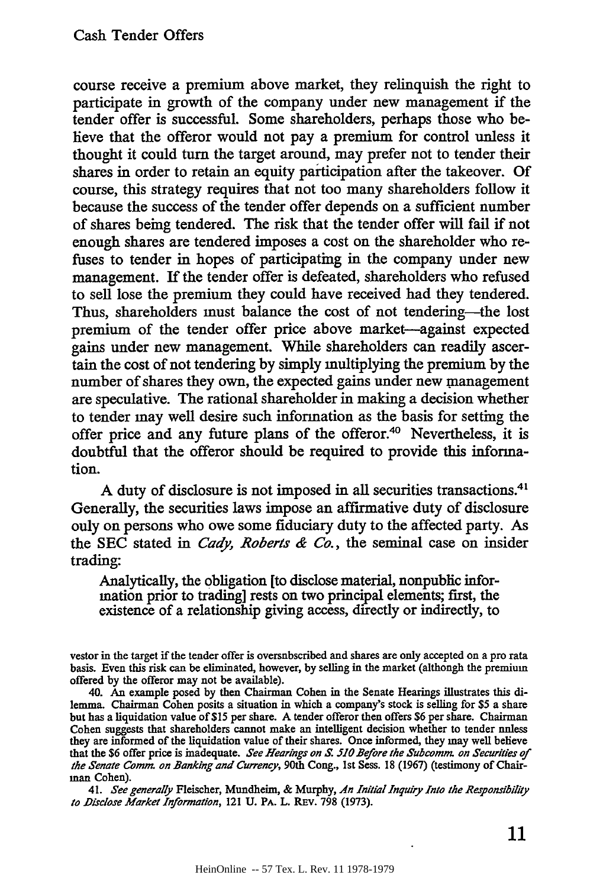course receive a premium above market, they relinquish the right to participate in growth of the company under new management if the tender offer is successful. Some shareholders, perhaps those who believe that the offeror would not pay a premium for control unless it thought it could turn the target around, may prefer not to tender their shares in order to retain an equity participation after the takeover. Of course, this strategy requires that not too many shareholders follow it because the success of the tender offer depends on a sufficient number of shares being tendered. The risk that the tender offer will fail if not enough shares are tendered imposes a cost on the shareholder who refuses to tender in hopes of participating in the company under new management. If the tender offer is defeated, shareholders who refused to sell lose the premium they could have received had they tendered. Thus, shareholders must balance the cost of not tendering—the lost premium of the tender offer price above market—against expected gains under new management. While shareholders can readily ascertain the cost of not tendering by simply multiplying the premium by the number of shares they own, the expected gains under new management are speculative. The rational shareholder in making a decision whether to tender may well desire such information as the basis for setting the offer price and any future plans of the offeror.[40] Nevertheless, it is doubtful that the offeror should be required to provide this information.

A duty of disclosure is not imposed in all securities transactions.[41] Generally, the securities laws impose an affirmative duty of disclosure only on persons who owe some fiduciary duty to the affected party. As the SEC stated in *Cady, Roberts & Co.*, the seminal case on insider trading:

> Analytically, the obligation [to disclose material, nonpublic information prior to trading] rests on two principal elements; first, the existence of a relationship giving access, directly or indirectly, to

---

vestor in the target if the tender offer is oversubscribed and shares are only accepted on a pro rata basis. Even this risk can be eliminated, however, by selling in the market (although the premium offered by the offeror may not be available).

40. An example posed by then Chairman Cohen in the Senate Hearings illustrates this dilemma. Chairman Cohen posits a situation in which a company's stock is selling for $5 a share but has a liquidation value of $15 per share. A tender offeror then offers $6 per share. Chairman Cohen suggests that shareholders cannot make an intelligent decision whether to tender unless they are informed of the liquidation value of their shares. Once informed, they may well believe that the $6 offer price is inadequate. *See Hearings on S. 510 Before the Subcomm. on Securities of the Senate Comm. on Banking and Currency*, 90th Cong., 1st Sess. 18 (1967) (testimony of Chairman Cohen).

41. *See generally* Fleischer, Mundheim, & Murphy, *An Initial Inquiry Into the Responsibility to Disclose Market Information*, 121 U. PA. L. REV. 798 (1973).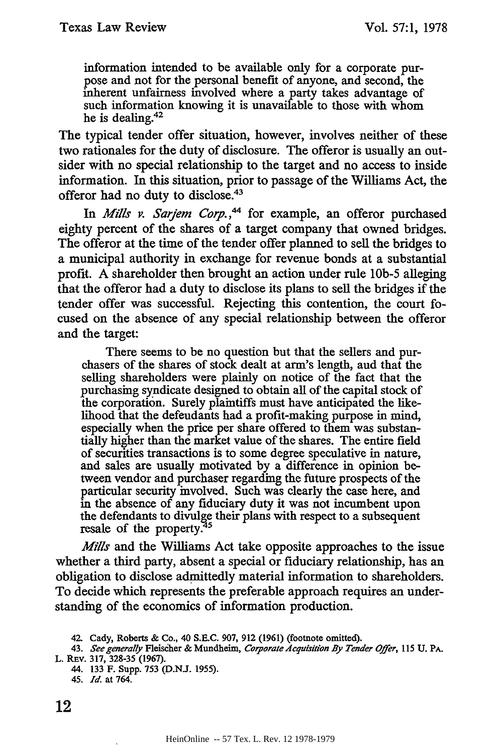information intended to be available only for a corporate purpose and not for the personal benefit of anyone, and second, the inherent unfairness involved where a party takes advantage of such information knowing it is unavailable to those with whom he is dealing.[42]

The typical tender offer situation, however, involves neither of these two rationales for the duty of disclosure. The offeror is usually an outsider with no special relationship to the target and no access to inside information. In this situation, prior to passage of the Williams Act, the offeror had no duty to disclose.[43]

In *Mills v. Sarjem Corp.*,[44] for example, an offeror purchased eighty percent of the shares of a target company that owned bridges. The offeror at the time of the tender offer planned to sell the bridges to a municipal authority in exchange for revenue bonds at a substantial profit. A shareholder then brought an action under rule 10b-5 alleging that the offeror had a duty to disclose its plans to sell the bridges if the tender offer was successful. Rejecting this contention, the court focused on the absence of any special relationship between the offeror and the target:

> There seems to be no question but that the sellers and purchasers of the shares of stock dealt at arm's length, aud that the selling shareholders were plainly on notice of the fact that the purchasing syndicate designed to obtain all of the capital stock of the corporation. Surely plaintiffs must have anticipated the likelihood that the defeudants had a profit-making purpose in mind, especially when the price per share offered to them was substantially higher than the market value of the shares. The entire field of securities transactions is to some degree speculative in nature, and sales are usually motivated by a difference in opinion between vendor and purchaser regarding the future prospects of the particular security involved. Such was clearly the case here, and in the absence of any fiduciary duty it was not incumbent upon the defendants to divulge their plans with respect to a subsequent resale of the property.[45]

*Mills* and the Williams Act take opposite approaches to the issue whether a third party, absent a special or fiduciary relationship, has an obligation to disclose admittedly material information to shareholders. To decide which represents the preferable approach requires an understanding of the economics of information production.

42. Cady, Roberts & Co., 40 S.E.C. 907, 912 (1961) (footnote omitted).

43. *See generally* Fleischer & Mundheim, *Corporate Acquisition By Tender Offer*, 115 U. PA. L. REV. 317, 328-35 (1967).

44. 133 F. Supp. 753 (D.N.J. 1955).

45. *Id.* at 764.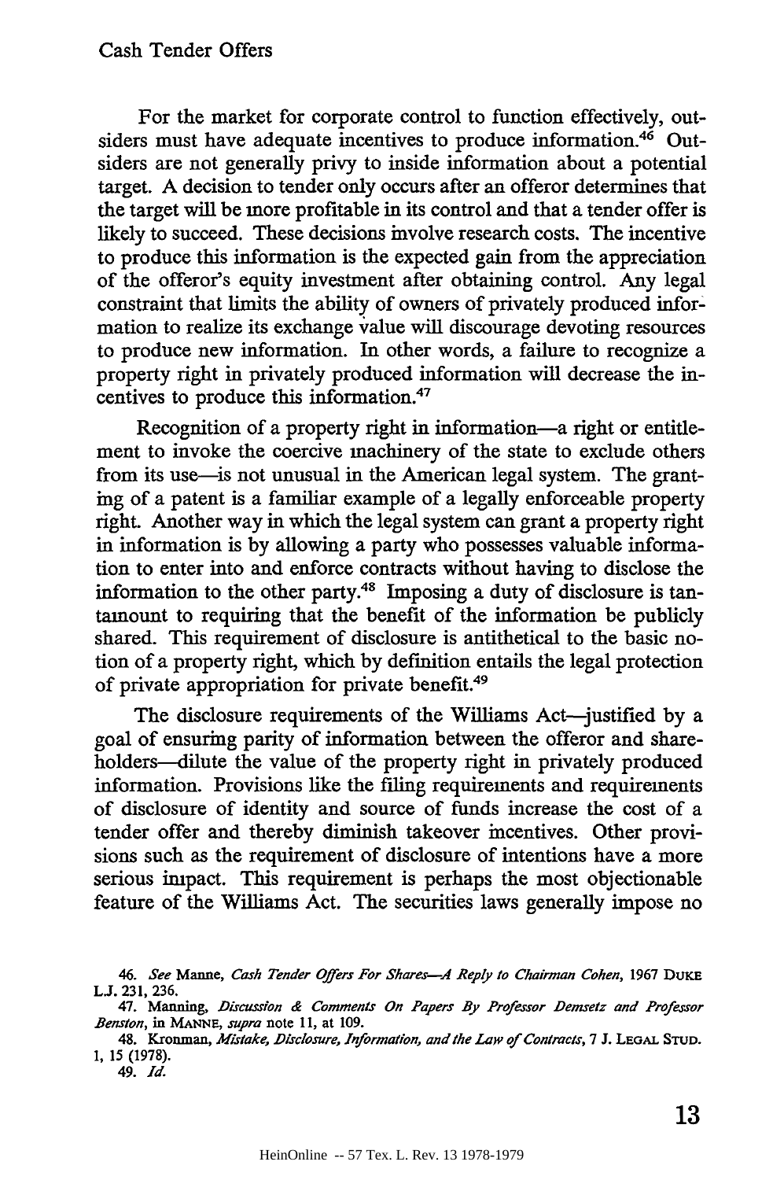For the market for corporate control to function effectively, outsiders must have adequate incentives to produce information.[46] Outsiders are not generally privy to inside information about a potential target. A decision to tender only occurs after an offeror determines that the target will be more profitable in its control and that a tender offer is likely to succeed. These decisions involve research costs. The incentive to produce this information is the expected gain from the appreciation of the offeror's equity investment after obtaining control. Any legal constraint that limits the ability of owners of privately produced information to realize its exchange value will discourage devoting resources to produce new information. In other words, a failure to recognize a property right in privately produced information will decrease the incentives to produce this information.[47]

Recognition of a property right in information—a right or entitlement to invoke the coercive machinery of the state to exclude others from its use—is not unusual in the American legal system. The granting of a patent is a familiar example of a legally enforceable property right. Another way in which the legal system can grant a property right in information is by allowing a party who possesses valuable information to enter into and enforce contracts without having to disclose the information to the other party.[48] Imposing a duty of disclosure is tantamount to requiring that the benefit of the information be publicly shared. This requirement of disclosure is antithetical to the basic notion of a property right, which by definition entails the legal protection of private appropriation for private benefit.[49]

The disclosure requirements of the Williams Act—justified by a goal of ensuring parity of information between the offeror and shareholders—dilute the value of the property right in privately produced information. Provisions like the filing requirements and requirements of disclosure of identity and source of funds increase the cost of a tender offer and thereby diminish takeover incentives. Other provisions such as the requirement of disclosure of intentions have a more serious impact. This requirement is perhaps the most objectionable feature of the Williams Act. The securities laws generally impose no

46. *See* Manne, *Cash Tender Offers For Shares—A Reply to Chairman Cohen*, 1967 DUKE L.J. 231, 236.

47. Manning, *Discussion & Comments On Papers By Professor Demsetz and Professor Benston*, in MANNE, *supra* note 11, at 109.

48. Kronman, *Mistake, Disclosure, Information, and the Law of Contracts*, 7 J. LEGAL STUD. 1, 15 (1978).

49. *Id.*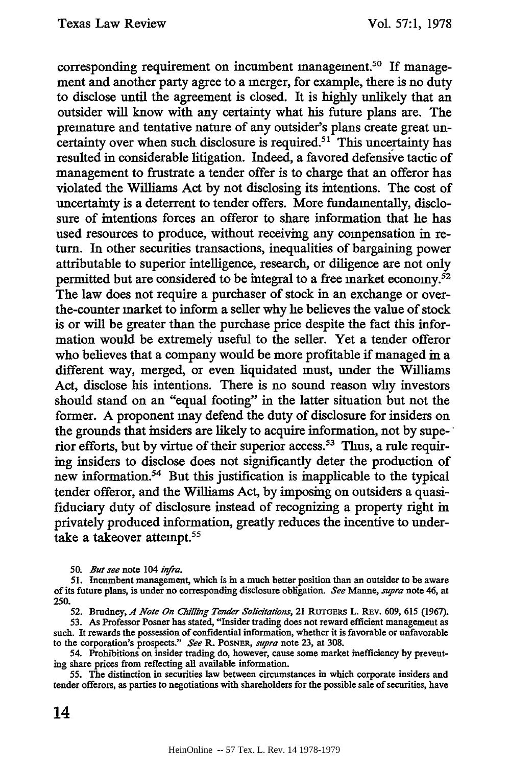corresponding requirement on incumbent management.[50] If management and another party agree to a merger, for example, there is no duty to disclose until the agreement is closed. It is highly unlikely that an outsider will know with any certainty what his future plans are. The premature and tentative nature of any outsider's plans create great uncertainty over when such disclosure is required.[51] This uncertainty has resulted in considerable litigation. Indeed, a favored defensive tactic of management to frustrate a tender offer is to charge that an offeror has violated the Williams Act by not disclosing its intentions. The cost of uncertainty is a deterrent to tender offers. More fundamentally, disclosure of intentions forces an offeror to share information that he has used resources to produce, without receiving any compensation in return. In other securities transactions, inequalities of bargaining power attributable to superior intelligence, research, or diligence are not only permitted but are considered to be integral to a free market economy.[52] The law does not require a purchaser of stock in an exchange or over-the-counter market to inform a seller why he believes the value of stock is or will be greater than the purchase price despite the fact this information would be extremely useful to the seller. Yet a tender offeror who believes that a company would be more profitable if managed in a different way, merged, or even liquidated must, under the Williams Act, disclose his intentions. There is no sound reason why investors should stand on an "equal footing" in the latter situation but not the former. A proponent may defend the duty of disclosure for insiders on the grounds that insiders are likely to acquire information, not by superior efforts, but by virtue of their superior access.[53] Thus, a rule requiring insiders to disclose does not significantly deter the production of new information.[54] But this justification is inapplicable to the typical tender offeror, and the Williams Act, by imposing on outsiders a quasi-fiduciary duty of disclosure instead of recognizing a property right in privately produced information, greatly reduces the incentive to undertake a takeover attempt.[55]

50. *But see* note 104 *infra*.

51. Incumbent management, which is in a much better position than an outsider to be aware of its future plans, is under no corresponding disclosure obligation. *See* Manne, *supra* note 46, at 250.

52. Brudney, *A Note On Chilling Tender Solicitations*, 21 RUTGERS L. REV. 609, 615 (1967).

53. As Professor Posner has stated, "Insider trading does not reward efficient management as such. It rewards the possession of confidential information, whether it is favorable or unfavorable to the corporation's prospects." *See* R. POSNER, *supra* note 23, at 308.

54. Prohibitions on insider trading do, however, cause some market inefficiency by preventing share prices from reflecting all available information.

55. The distinction in securities law between circumstances in which corporate insiders and tender offerors, as parties to negotiations with shareholders for the possible sale of securities, have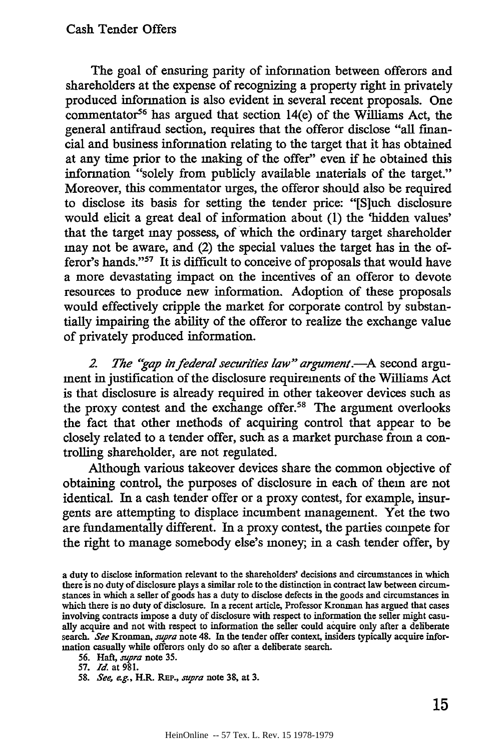The goal of ensuring parity of information between offerors and shareholders at the expense of recognizing a property right in privately produced information is also evident in several recent proposals. One commentator[56] has argued that section 14(e) of the Williams Act, the general antifraud section, requires that the offeror disclose "all financial and business information relating to the target that it has obtained at any time prior to the making of the offer" even if he obtained this information "solely from publicly available materials of the target." Moreover, this commentator urges, the offeror should also be required to disclose its basis for setting the tender price: "[S]uch disclosure would elicit a great deal of information about (1) the 'hidden values' that the target may possess, of which the ordinary target shareholder may not be aware, and (2) the special values the target has in the offeror's hands."[57] It is difficult to conceive of proposals that would have a more devastating impact on the incentives of an offeror to devote resources to produce new information. Adoption of these proposals would effectively cripple the market for corporate control by substantially impairing the ability of the offeror to realize the exchange value of privately produced information.

*2. The "gap in federal securities law" argument.*—A second argument in justification of the disclosure requirements of the Williams Act is that disclosure is already required in other takeover devices such as the proxy contest and the exchange offer.[58] The argument overlooks the fact that other methods of acquiring control that appear to be closely related to a tender offer, such as a market purchase from a controlling shareholder, are not regulated.

Although various takeover devices share the common objective of obtaining control, the purposes of disclosure in each of them are not identical. In a cash tender offer or a proxy contest, for example, insurgents are attempting to displace incumbent management. Yet the two are fundamentally different. In a proxy contest, the parties compete for the right to manage somebody else's money; in a cash tender offer, by

---

a duty to disclose information relevant to the shareholders' decisions and circumstances in which there is no duty of disclosure plays a similar role to the distinction in contract law between circumstances in which a seller of goods has a duty to disclose defects in the goods and circumstances in which there is no duty of disclosure. In a recent article, Professor Kronman has argued that cases involving contracts impose a duty of disclosure with respect to information the seller might casually acquire and not with respect to information the seller could acquire only after a deliberate search. *See* Kronman, *supra* note 48. In the tender offer context, insiders typically acquire information casually while offerors only do so after a deliberate search.

56. Haft, *supra* note 35.

57. *Id.* at 981.

58. *See, e.g.*, H.R. REP., *supra* note 38, at 3.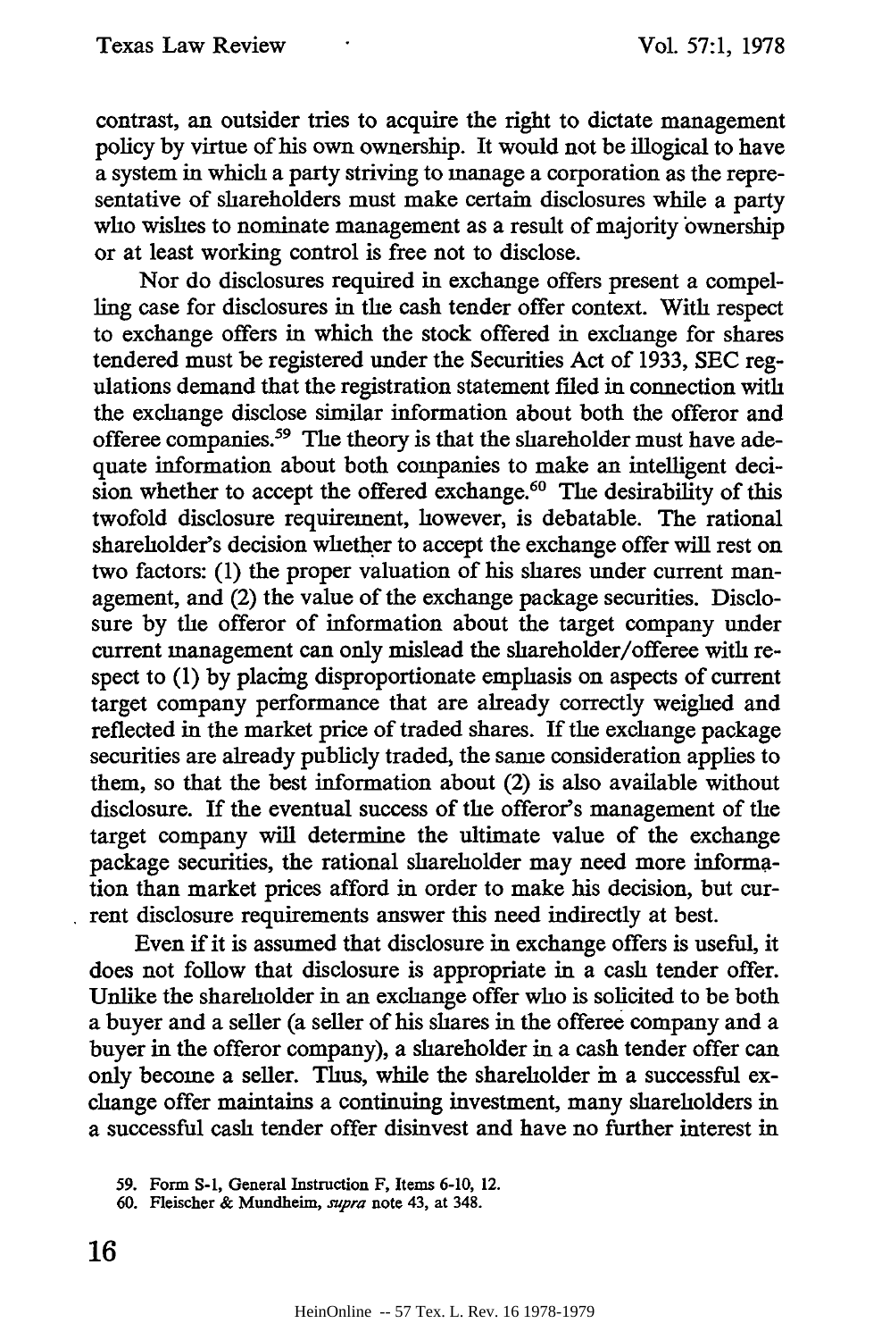contrast, an outsider tries to acquire the right to dictate management policy by virtue of his own ownership. It would not be illogical to have a system in which a party striving to manage a corporation as the representative of shareholders must make certain disclosures while a party who wishes to nominate management as a result of majority ownership or at least working control is free not to disclose.

Nor do disclosures required in exchange offers present a compelling case for disclosures in the cash tender offer context. With respect to exchange offers in which the stock offered in exchange for shares tendered must be registered under the Securities Act of 1933, SEC regulations demand that the registration statement filed in connection with the exchange disclose similar information about both the offeror and offeree companies.[59] The theory is that the shareholder must have adequate information about both companies to make an intelligent decision whether to accept the offered exchange.[60] The desirability of this twofold disclosure requirement, however, is debatable. The rational shareholder's decision whether to accept the exchange offer will rest on two factors: (1) the proper valuation of his shares under current management, and (2) the value of the exchange package securities. Disclosure by the offeror of information about the target company under current management can only mislead the shareholder/offeree with respect to (1) by placing disproportionate emphasis on aspects of current target company performance that are already correctly weighed and reflected in the market price of traded shares. If the exchange package securities are already publicly traded, the same consideration applies to them, so that the best information about (2) is also available without disclosure. If the eventual success of the offeror's management of the target company will determine the ultimate value of the exchange package securities, the rational shareholder may need more information than market prices afford in order to make his decision, but current disclosure requirements answer this need indirectly at best.

Even if it is assumed that disclosure in exchange offers is useful, it does not follow that disclosure is appropriate in a cash tender offer. Unlike the shareholder in an exchange offer who is solicited to be both a buyer and a seller (a seller of his shares in the offeree company and a buyer in the offeror company), a shareholder in a cash tender offer can only become a seller. Thus, while the shareholder in a successful exchange offer maintains a continuing investment, many shareholders in a successful cash tender offer disinvest and have no further interest in

59. Form S-1, General Instruction F, Items 6-10, 12.

60. Fleischer & Mundheim, *supra* note 43, at 348.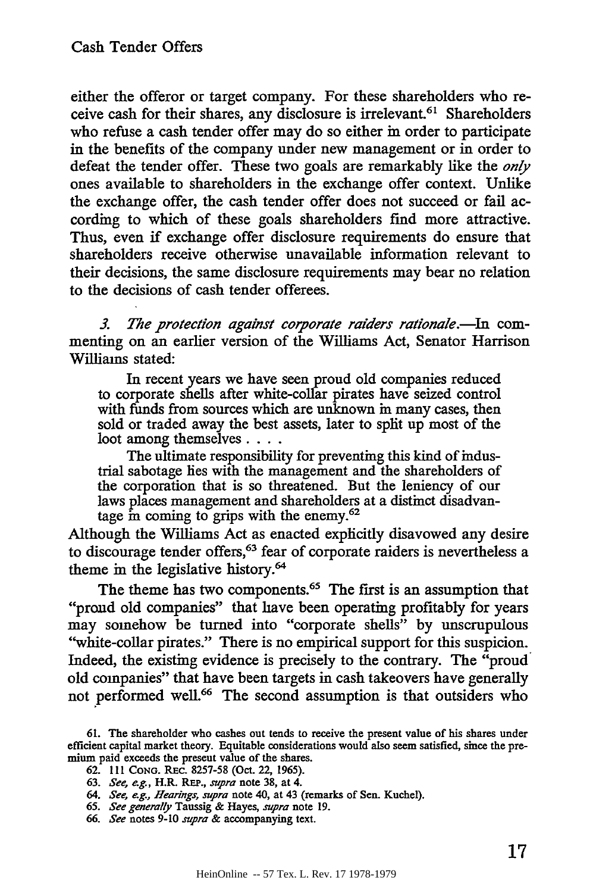either the offeror or target company. For these shareholders who receive cash for their shares, any disclosure is irrelevant.[61] Shareholders who refuse a cash tender offer may do so either in order to participate in the benefits of the company under new management or in order to defeat the tender offer. These two goals are remarkably like the *only* ones available to shareholders in the exchange offer context. Unlike the exchange offer, the cash tender offer does not succeed or fail according to which of these goals shareholders find more attractive. Thus, even if exchange offer disclosure requirements do ensure that shareholders receive otherwise unavailable information relevant to their decisions, the same disclosure requirements may bear no relation to the decisions of cash tender offerees.

*3. The protection against corporate raiders rationale.*—In commenting on an earlier version of the Williams Act, Senator Harrison Williams stated:

> In recent years we have seen proud old companies reduced to corporate shells after white-collar pirates have seized control with funds from sources which are unknown in many cases, then sold or traded away the best assets, later to split up most of the loot among themselves . . . .
>
> The ultimate responsibility for preventing this kind of industrial sabotage lies with the management and the shareholders of the corporation that is so threatened. But the leniency of our laws places management and shareholders at a distinct disadvantage in coming to grips with the enemy.[62]

Although the Williams Act as enacted explicitly disavowed any desire to discourage tender offers,[63] fear of corporate raiders is nevertheless a theme in the legislative history.[64]

The theme has two components.[65] The first is an assumption that "proud old companies" that have been operating profitably for years may somehow be turned into "corporate shells" by unscrupulous "white-collar pirates." There is no empirical support for this suspicion. Indeed, the existing evidence is precisely to the contrary. The "proud old companies" that have been targets in cash takeovers have generally not performed well.[66] The second assumption is that outsiders who

---

61. The shareholder who cashes out tends to receive the present value of his shares under efficient capital market theory. Equitable considerations would also seem satisfied, since the premium paid exceeds the present value of the shares.

62. 111 CONG. REC. 8257-58 (Oct. 22, 1965).

63. *See, e.g.*, H.R. REP., *supra* note 38, at 4.

64. *See, e.g.*, *Hearings*, *supra* note 40, at 43 (remarks of Sen. Kuchel).

65. *See generally* Taussig & Hayes, *supra* note 19.

66. *See* notes 9-10 *supra* & accompanying text.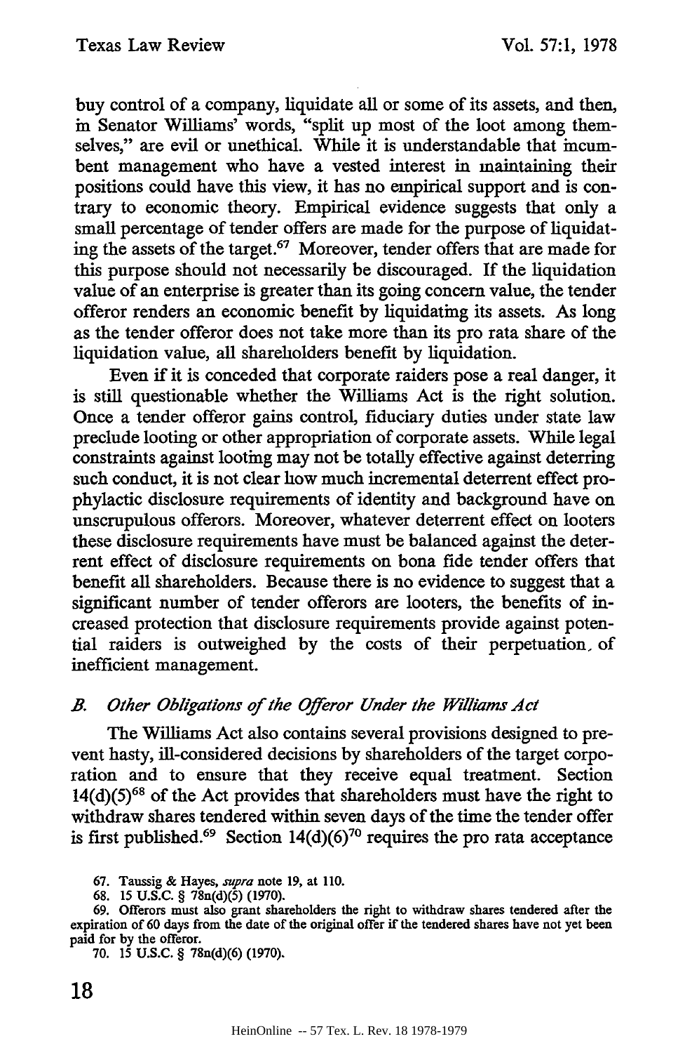buy control of a company, liquidate all or some of its assets, and then, in Senator Williams' words, "split up most of the loot among themselves," are evil or unethical. While it is understandable that incumbent management who have a vested interest in maintaining their positions could have this view, it has no empirical support and is contrary to economic theory. Empirical evidence suggests that only a small percentage of tender offers are made for the purpose of liquidating the assets of the target.[67] Moreover, tender offers that are made for this purpose should not necessarily be discouraged. If the liquidation value of an enterprise is greater than its going concern value, the tender offeror renders an economic benefit by liquidating its assets. As long as the tender offeror does not take more than its pro rata share of the liquidation value, all shareholders benefit by liquidation.

Even if it is conceded that corporate raiders pose a real danger, it is still questionable whether the Williams Act is the right solution. Once a tender offeror gains control, fiduciary duties under state law preclude looting or other appropriation of corporate assets. While legal constraints against looting may not be totally effective against deterring such conduct, it is not clear how much incremental deterrent effect prophylactic disclosure requirements of identity and background have on unscrupulous offerors. Moreover, whatever deterrent effect on looters these disclosure requirements have must be balanced against the deterrent effect of disclosure requirements on bona fide tender offers that benefit all shareholders. Because there is no evidence to suggest that a significant number of tender offerors are looters, the benefits of increased protection that disclosure requirements provide against potential raiders is outweighed by the costs of their perpetuation of inefficient management.

### *B. Other Obligations of the Offeror Under the Williams Act*

The Williams Act also contains several provisions designed to prevent hasty, ill-considered decisions by shareholders of the target corporation and to ensure that they receive equal treatment. Section 14(d)(5)[68] of the Act provides that shareholders must have the right to withdraw shares tendered within seven days of the time the tender offer is first published.[69] Section 14(d)(6)[70] requires the pro rata acceptance

67. Taussig & Hayes, *supra* note 19, at 110.

68. 15 U.S.C. § 78n(d)(5) (1970).

69. Offerors must also grant shareholders the right to withdraw shares tendered after the expiration of 60 days from the date of the original offer if the tendered shares have not yet been paid for by the offeror.

70. 15 U.S.C. § 78n(d)(6) (1970).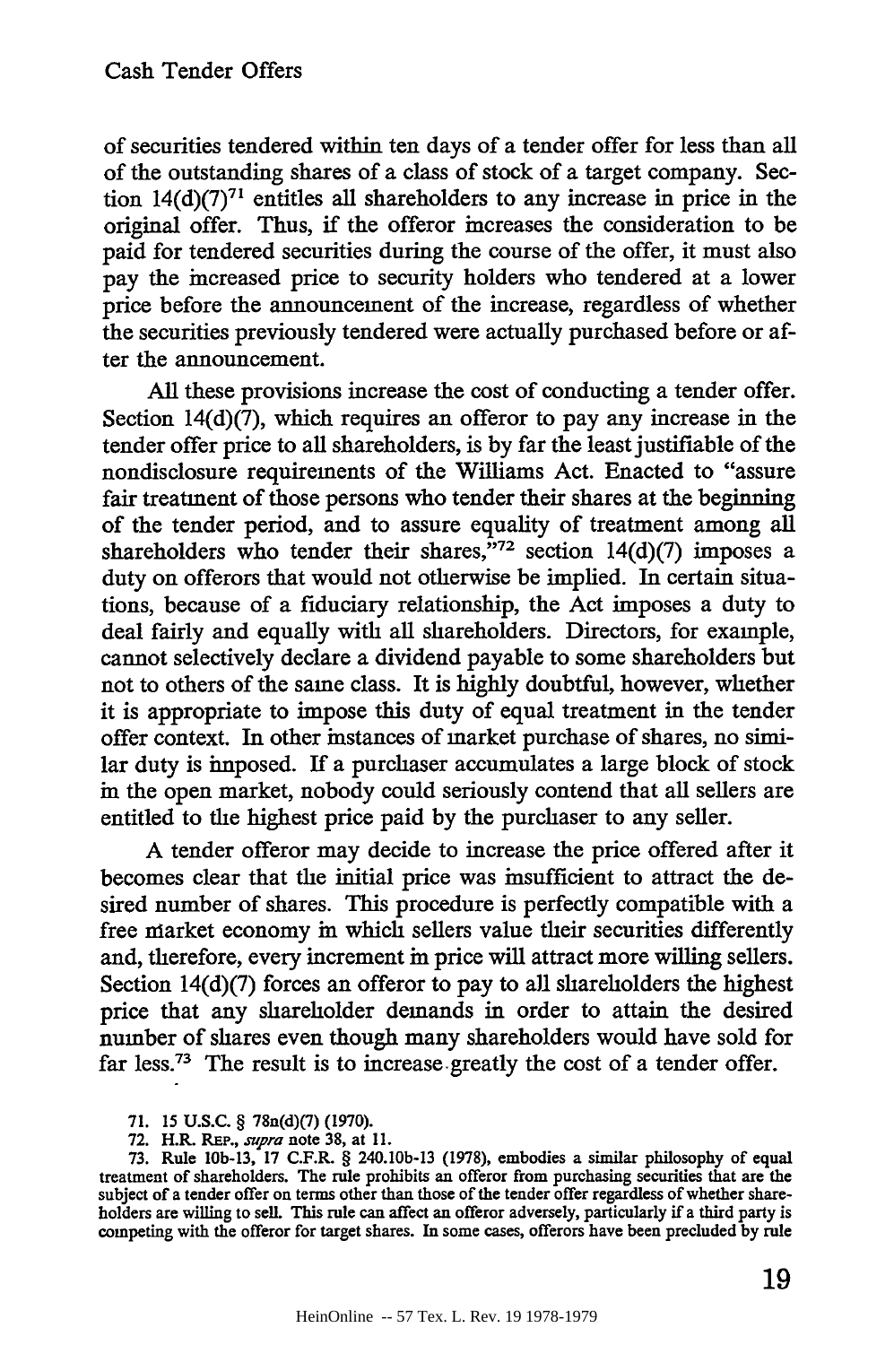of securities tendered within ten days of a tender offer for less than all of the outstanding shares of a class of stock of a target company. Section 14(d)(7)[71] entitles all shareholders to any increase in price in the original offer. Thus, if the offeror increases the consideration to be paid for tendered securities during the course of the offer, it must also pay the increased price to security holders who tendered at a lower price before the announcement of the increase, regardless of whether the securities previously tendered were actually purchased before or after the announcement.

All these provisions increase the cost of conducting a tender offer. Section 14(d)(7), which requires an offeror to pay any increase in the tender offer price to all shareholders, is by far the least justifiable of the nondisclosure requirements of the Williams Act. Enacted to "assure fair treatment of those persons who tender their shares at the beginning of the tender period, and to assure equality of treatment among all shareholders who tender their shares,"[72] section 14(d)(7) imposes a duty on offerors that would not otherwise be implied. In certain situations, because of a fiduciary relationship, the Act imposes a duty to deal fairly and equally with all shareholders. Directors, for example, cannot selectively declare a dividend payable to some shareholders but not to others of the same class. It is highly doubtful, however, whether it is appropriate to impose this duty of equal treatment in the tender offer context. In other instances of market purchase of shares, no similar duty is imposed. If a purchaser accumulates a large block of stock in the open market, nobody could seriously contend that all sellers are entitled to the highest price paid by the purchaser to any seller.

A tender offeror may decide to increase the price offered after it becomes clear that the initial price was insufficient to attract the desired number of shares. This procedure is perfectly compatible with a free market economy in which sellers value their securities differently and, therefore, every increment in price will attract more willing sellers. Section 14(d)(7) forces an offeror to pay to all shareholders the highest price that any shareholder demands in order to attain the desired number of shares even though many shareholders would have sold for far less.[73] The result is to increase greatly the cost of a tender offer.

71. 15 U.S.C. § 78n(d)(7) (1970).

72. H.R. REP., *supra* note 38, at 11.

73. Rule 10b-13, 17 C.F.R. § 240.10b-13 (1978), embodies a similar philosophy of equal treatment of shareholders. The rule prohibits an offeror from purchasing securities that are the subject of a tender offer on terms other than those of the tender offer regardless of whether shareholders are willing to sell. This rule can affect an offeror adversely, particularly if a third party is competing with the offeror for target shares. In some cases, offerors have been precluded by rule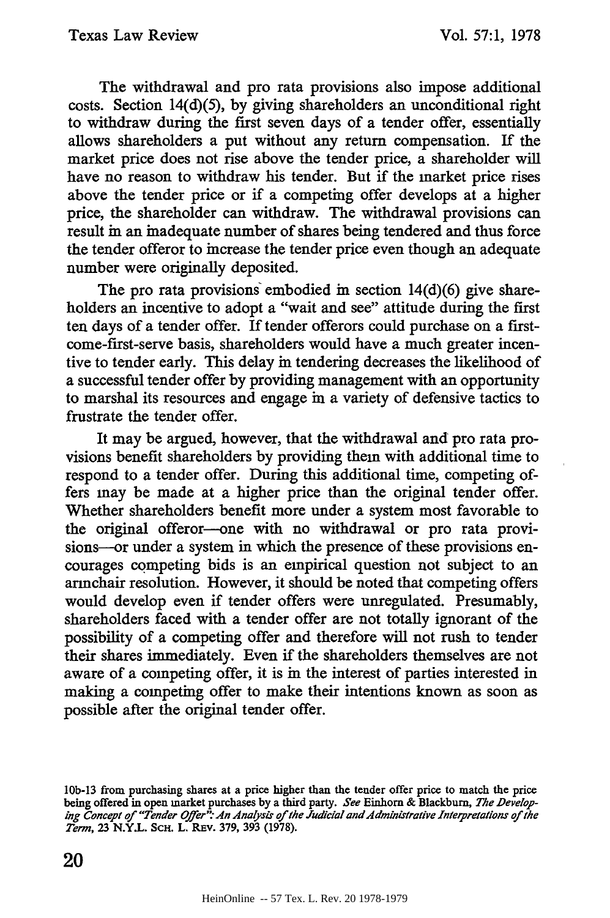The withdrawal and pro rata provisions also impose additional costs. Section 14(d)(5), by giving shareholders an unconditional right to withdraw during the first seven days of a tender offer, essentially allows shareholders a put without any return compensation. If the market price does not rise above the tender price, a shareholder will have no reason to withdraw his tender. But if the market price rises above the tender price or if a competing offer develops at a higher price, the shareholder can withdraw. The withdrawal provisions can result in an inadequate number of shares being tendered and thus force the tender offeror to increase the tender price even though an adequate number were originally deposited.

The pro rata provisions embodied in section 14(d)(6) give shareholders an incentive to adopt a "wait and see" attitude during the first ten days of a tender offer. If tender offerors could purchase on a first-come-first-serve basis, shareholders would have a much greater incentive to tender early. This delay in tendering decreases the likelihood of a successful tender offer by providing management with an opportunity to marshal its resources and engage in a variety of defensive tactics to frustrate the tender offer.

It may be argued, however, that the withdrawal and pro rata provisions benefit shareholders by providing them with additional time to respond to a tender offer. During this additional time, competing offers may be made at a higher price than the original tender offer. Whether shareholders benefit more under a system most favorable to the original offeror—one with no withdrawal or pro rata provisions—or under a system in which the presence of these provisions encourages competing bids is an empirical question not subject to an armchair resolution. However, it should be noted that competing offers would develop even if tender offers were unregulated. Presumably, shareholders faced with a tender offer are not totally ignorant of the possibility of a competing offer and therefore will not rush to tender their shares immediately. Even if the shareholders themselves are not aware of a competing offer, it is in the interest of parties interested in making a competing offer to make their intentions known as soon as possible after the original tender offer.

10b-13 from purchasing shares at a price higher than the tender offer price to match the price being offered in open market purchases by a third party. *See* Einhorn & Blackburn, *The Developing Concept of "Tender Offer": An Analysis of the Judicial and Administrative Interpretations of the Term*, 23 N.Y.L. Sch. L. Rev. 379, 393 (1978).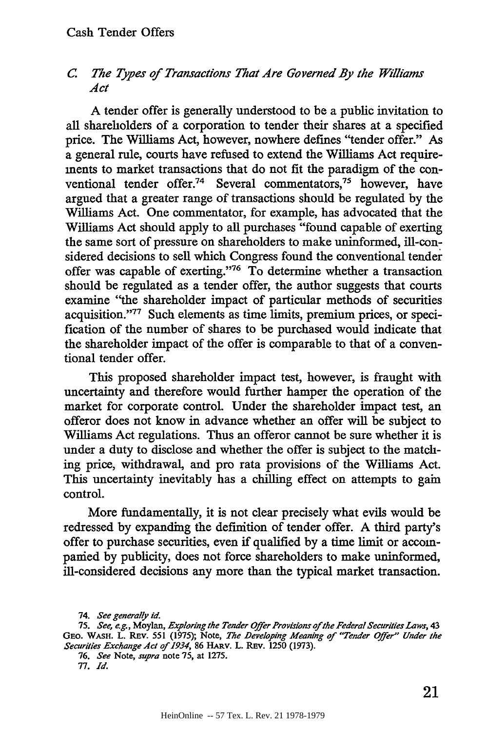### *C. The Types of Transactions That Are Governed By the Williams Act*

A tender offer is generally understood to be a public invitation to all shareholders of a corporation to tender their shares at a specified price. The Williams Act, however, nowhere defines "tender offer." As a general rule, courts have refused to extend the Williams Act requirements to market transactions that do not fit the paradigm of the conventional tender offer.[74] Several commentators,[75] however, have argued that a greater range of transactions should be regulated by the Williams Act. One commentator, for example, has advocated that the Williams Act should apply to all purchases "found capable of exerting the same sort of pressure on shareholders to make uninformed, ill-considered decisions to sell which Congress found the conventional tender offer was capable of exerting."[76] To determine whether a transaction should be regulated as a tender offer, the author suggests that courts examine "the shareholder impact of particular methods of securities acquisition."[77] Such elements as time limits, premium prices, or specification of the number of shares to be purchased would indicate that the shareholder impact of the offer is comparable to that of a conventional tender offer.

This proposed shareholder impact test, however, is fraught with uncertainty and therefore would further hamper the operation of the market for corporate control. Under the shareholder impact test, an offeror does not know in advance whether an offer will be subject to Williams Act regulations. Thus an offeror cannot be sure whether it is under a duty to disclose and whether the offer is subject to the matching price, withdrawal, and pro rata provisions of the Williams Act. This uncertainty inevitably has a chilling effect on attempts to gain control.

More fundamentally, it is not clear precisely what evils would be redressed by expanding the definition of tender offer. A third party's offer to purchase securities, even if qualified by a time limit or accompanied by publicity, does not force shareholders to make uninformed, ill-considered decisions any more than the typical market transaction.

---

74. *See generally id.*

75. *See, e.g.*, Moylan, *Exploring the Tender Offer Provisions of the Federal Securities Laws*, 43 GEO. WASH. L. REV. 551 (1975); Note, *The Developing Meaning of "Tender Offer" Under the Securities Exchange Act of 1934*, 86 HARV. L. REV. 1250 (1973).

76. *See* Note, *supra* note 75, at 1275.

77. *Id.*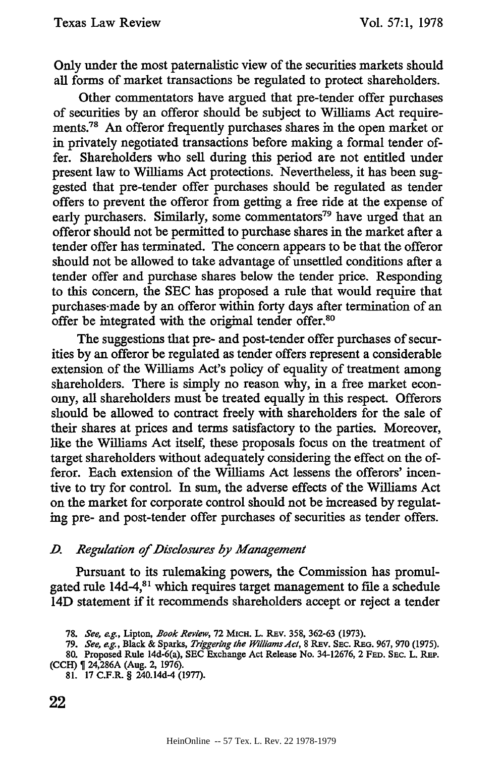Only under the most paternalistic view of the securities markets should all forms of market transactions be regulated to protect shareholders.

Other commentators have argued that pre-tender offer purchases of securities by an offeror should be subject to Williams Act requirements.[78] An offeror frequently purchases shares in the open market or in privately negotiated transactions before making a formal tender offer. Shareholders who sell during this period are not entitled under present law to Williams Act protections. Nevertheless, it has been suggested that pre-tender offer purchases should be regulated as tender offers to prevent the offeror from getting a free ride at the expense of early purchasers. Similarly, some commentators[79] have urged that an offeror should not be permitted to purchase shares in the market after a tender offer has terminated. The concern appears to be that the offeror should not be allowed to take advantage of unsettled conditions after a tender offer and purchase shares below the tender price. Responding to this concern, the SEC has proposed a rule that would require that purchases made by an offeror within forty days after termination of an offer be integrated with the original tender offer.[80]

The suggestions that pre- and post-tender offer purchases of securities by an offeror be regulated as tender offers represent a considerable extension of the Williams Act's policy of equality of treatment among shareholders. There is simply no reason why, in a free market economy, all shareholders must be treated equally in this respect. Offerors should be allowed to contract freely with shareholders for the sale of their shares at prices and terms satisfactory to the parties. Moreover, like the Williams Act itself, these proposals focus on the treatment of target shareholders without adequately considering the effect on the offeror. Each extension of the Williams Act lessens the offerors' incentive to try for control. In sum, the adverse effects of the Williams Act on the market for corporate control should not be increased by regulating pre- and post-tender offer purchases of securities as tender offers.

### *D. Regulation of Disclosures by Management*

Pursuant to its rulemaking powers, the Commission has promulgated rule 14d-4,[81] which requires target management to file a schedule 14D statement if it recommends shareholders accept or reject a tender

78. *See, e.g.*, Lipton, *Book Review*, 72 MICH. L. REV. 358, 362-63 (1973).

79. *See, e.g.*, Black & Sparks, *Triggering the Williams Act*, 8 REV. SEC. REG. 967, 970 (1975).

80. Proposed Rule 14d-6(a), SEC Exchange Act Release No. 34-12676, 2 FED. SEC. L. REP. (CCH) ¶ 24,286A (Aug. 2, 1976).

81. 17 C.F.R. § 240.14d-4 (1977).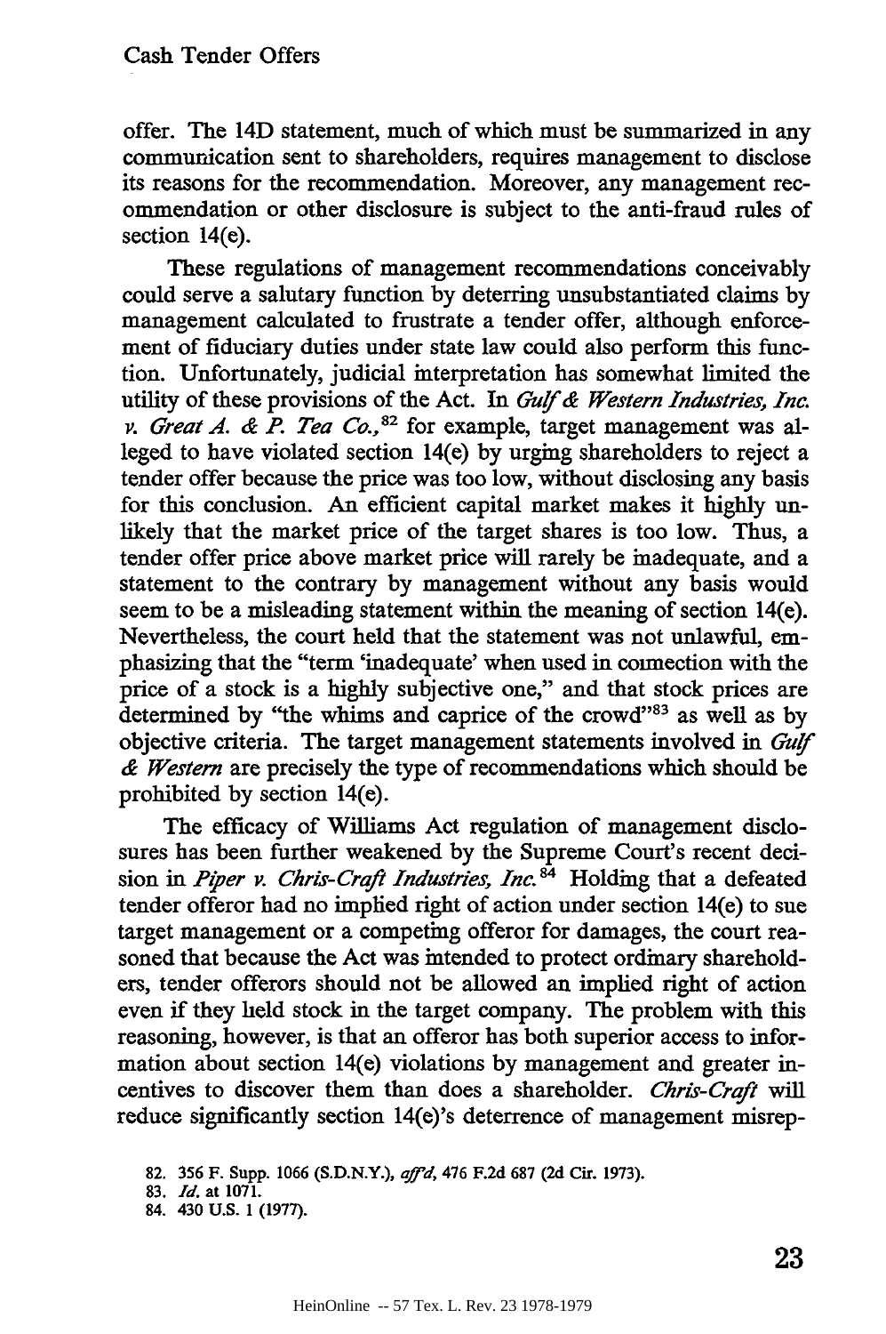offer. The 14D statement, much of which must be summarized in any communication sent to shareholders, requires management to disclose its reasons for the recommendation. Moreover, any management recommendation or other disclosure is subject to the anti-fraud rules of section 14(e).

These regulations of management recommendations conceivably could serve a salutary function by deterring unsubstantiated claims by management calculated to frustrate a tender offer, although enforcement of fiduciary duties under state law could also perform this function. Unfortunately, judicial interpretation has somewhat limited the utility of these provisions of the Act. In *Gulf & Western Industries, Inc. v. Great A. & P. Tea Co.,*[82] for example, target management was alleged to have violated section 14(e) by urging shareholders to reject a tender offer because the price was too low, without disclosing any basis for this conclusion. An efficient capital market makes it highly unlikely that the market price of the target shares is too low. Thus, a tender offer price above market price will rarely be inadequate, and a statement to the contrary by management without any basis would seem to be a misleading statement within the meaning of section 14(e). Nevertheless, the court held that the statement was not unlawful, emphasizing that the "term 'inadequate' when used in connection with the price of a stock is a highly subjective one," and that stock prices are determined by "the whims and caprice of the crowd"[83] as well as by objective criteria. The target management statements involved in *Gulf & Western* are precisely the type of recommendations which should be prohibited by section 14(e).

The efficacy of Williams Act regulation of management disclosures has been further weakened by the Supreme Court's recent decision in *Piper v. Chris-Craft Industries, Inc.*[84] Holding that a defeated tender offeror had no implied right of action under section 14(e) to sue target management or a competing offeror for damages, the court reasoned that because the Act was intended to protect ordinary shareholders, tender offerors should not be allowed an implied right of action even if they held stock in the target company. The problem with this reasoning, however, is that an offeror has both superior access to information about section 14(e) violations by management and greater incentives to discover them than does a shareholder. *Chris-Craft* will reduce significantly section 14(e)'s deterrence of management misrep-

82. 356 F. Supp. 1066 (S.D.N.Y.), *aff'd*, 476 F.2d 687 (2d Cir. 1973).

83. *Id.* at 1071.

84. 430 U.S. 1 (1977).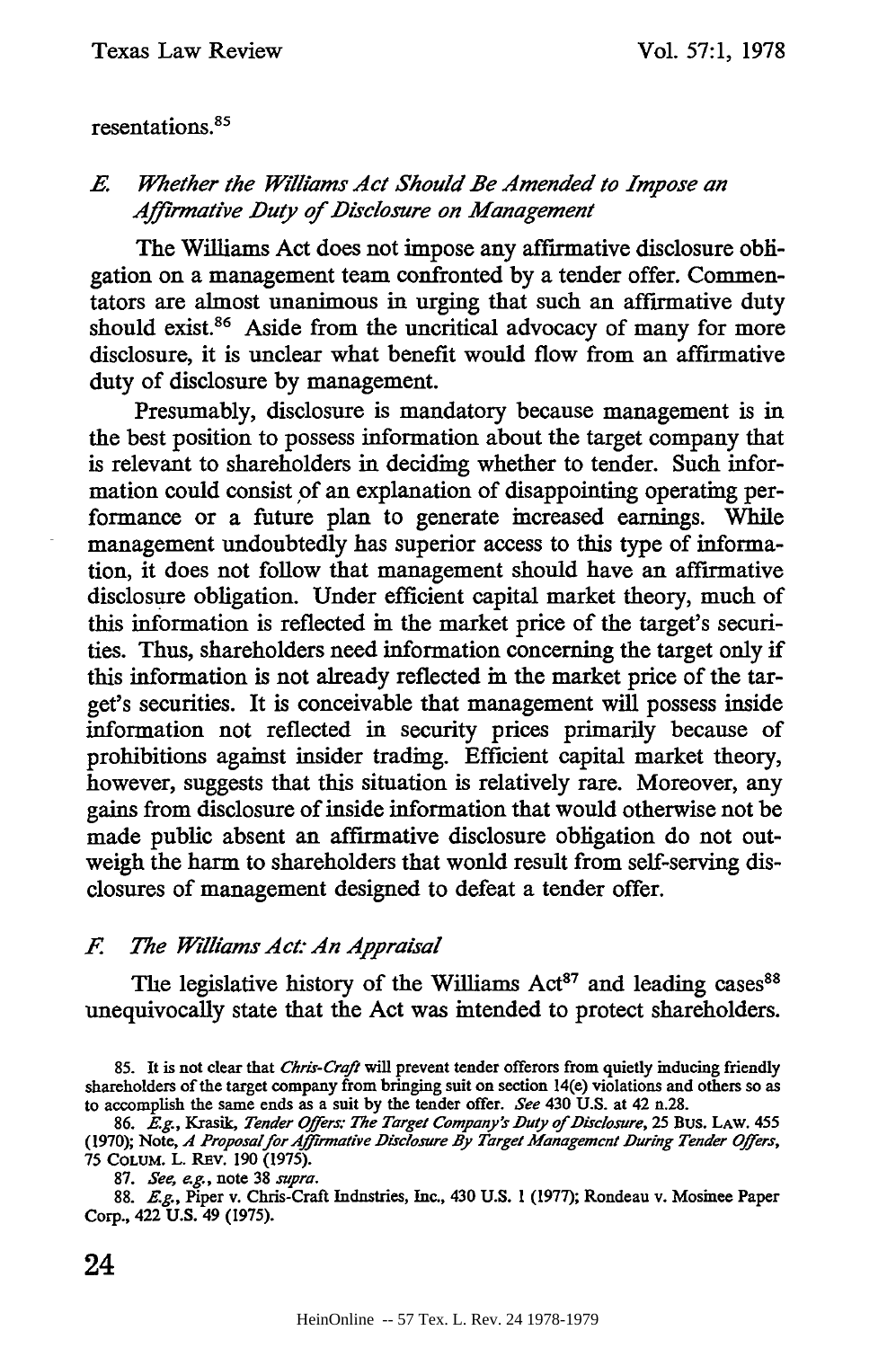resentations.[85]

### *E. Whether the Williams Act Should Be Amended to Impose an Affirmative Duty of Disclosure on Management*

The Williams Act does not impose any affirmative disclosure obligation on a management team confronted by a tender offer. Commentators are almost unanimous in urging that such an affirmative duty should exist.[86] Aside from the uncritical advocacy of many for more disclosure, it is unclear what benefit would flow from an affirmative duty of disclosure by management.

Presumably, disclosure is mandatory because management is in the best position to possess information about the target company that is relevant to shareholders in deciding whether to tender. Such information could consist of an explanation of disappointing operating performance or a future plan to generate increased earnings. While management undoubtedly has superior access to this type of information, it does not follow that management should have an affirmative disclosure obligation. Under efficient capital market theory, much of this information is reflected in the market price of the target's securities. Thus, shareholders need information concerning the target only if this information is not already reflected in the market price of the target's securities. It is conceivable that management will possess inside information not reflected in security prices primarily because of prohibitions against insider trading. Efficient capital market theory, however, suggests that this situation is relatively rare. Moreover, any gains from disclosure of inside information that would otherwise not be made public absent an affirmative disclosure obligation do not outweigh the harm to shareholders that wonld result from self-serving disclosures of management designed to defeat a tender offer.

### *F. The Williams Act: An Appraisal*

The legislative history of the Williams Act[87] and leading cases[88] unequivocally state that the Act was intended to protect shareholders.

---

85. It is not clear that *Chris-Craft* will prevent tender offerors from quietly inducing friendly shareholders of the target company from bringing suit on section 14(e) violations and others so as to accomplish the same ends as a suit by the tender offer. *See* 430 U.S. at 42 n.28.

86. *E.g.*, Krasik, *Tender Offers: The Target Company's Duty of Disclosure*, 25 BUS. LAW. 455 (1970); Note, *A Proposal for Affirmative Disclosure By Target Management During Tender Offers*, 75 COLUM. L. REV. 190 (1975).

87. *See, e.g.*, note 38 *supra*.

88. *E.g.*, Piper v. Chris-Craft Indnstries, Inc., 430 U.S. 1 (1977); Rondeau v. Mosinee Paper Corp., 422 U.S. 49 (1975).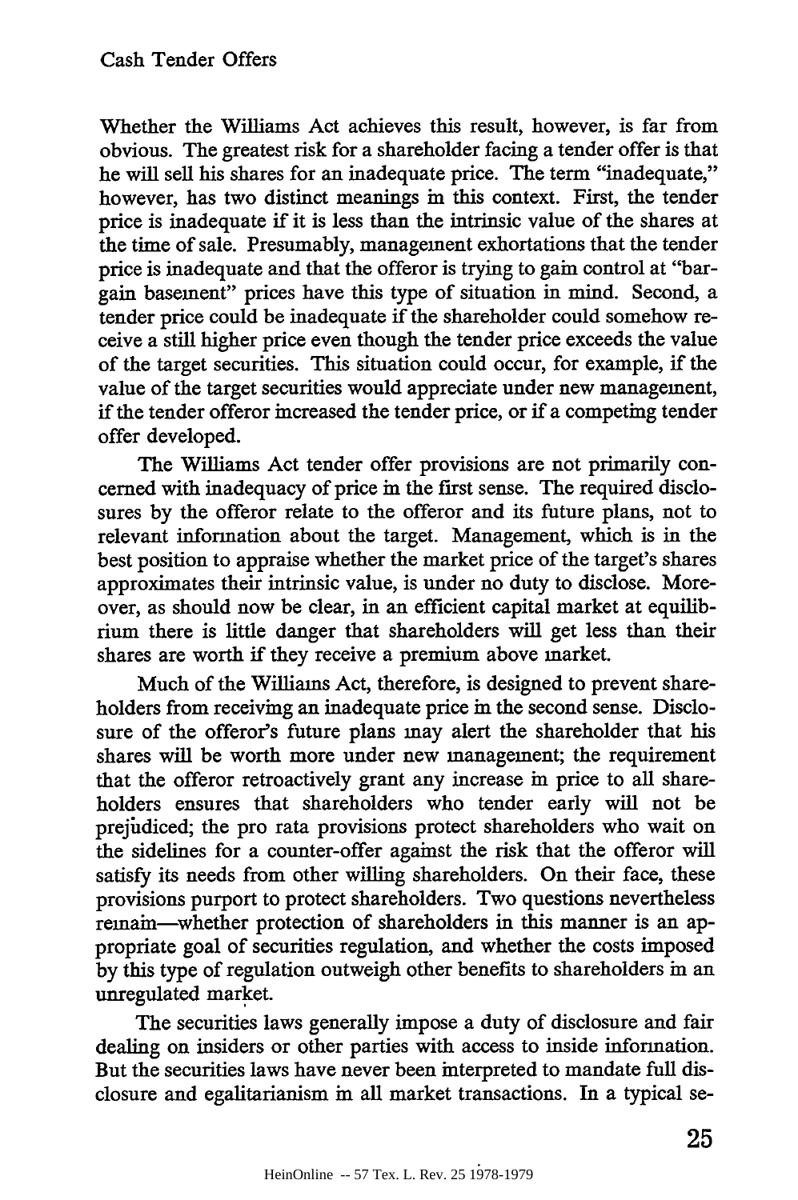Whether the Williams Act achieves this result, however, is far from obvious. The greatest risk for a shareholder facing a tender offer is that he will sell his shares for an inadequate price. The term "inadequate," however, has two distinct meanings in this context. First, the tender price is inadequate if it is less than the intrinsic value of the shares at the time of sale. Presumably, management exhortations that the tender price is inadequate and that the offeror is trying to gain control at "bargain basement" prices have this type of situation in mind. Second, a tender price could be inadequate if the shareholder could somehow receive a still higher price even though the tender price exceeds the value of the target securities. This situation could occur, for example, if the value of the target securities would appreciate under new management, if the tender offeror increased the tender price, or if a competing tender offer developed.

The Williams Act tender offer provisions are not primarily concerned with inadequacy of price in the first sense. The required disclosures by the offeror relate to the offeror and its future plans, not to relevant information about the target. Management, which is in the best position to appraise whether the market price of the target's shares approximates their intrinsic value, is under no duty to disclose. Moreover, as should now be clear, in an efficient capital market at equilibrium there is little danger that shareholders will get less than their shares are worth if they receive a premium above market.

Much of the Williams Act, therefore, is designed to prevent shareholders from receiving an inadequate price in the second sense. Disclosure of the offeror's future plans may alert the shareholder that his shares will be worth more under new management; the requirement that the offeror retroactively grant any increase in price to all shareholders ensures that shareholders who tender early will not be prejudiced; the pro rata provisions protect shareholders who wait on the sidelines for a counter-offer against the risk that the offeror will satisfy its needs from other willing shareholders. On their face, these provisions purport to protect shareholders. Two questions nevertheless remain—whether protection of shareholders in this manner is an appropriate goal of securities regulation, and whether the costs imposed by this type of regulation outweigh other benefits to shareholders in an unregulated market.

The securities laws generally impose a duty of disclosure and fair dealing on insiders or other parties with access to inside information. But the securities laws have never been interpreted to mandate full disclosure and egalitarianism in all market transactions. In a typical se-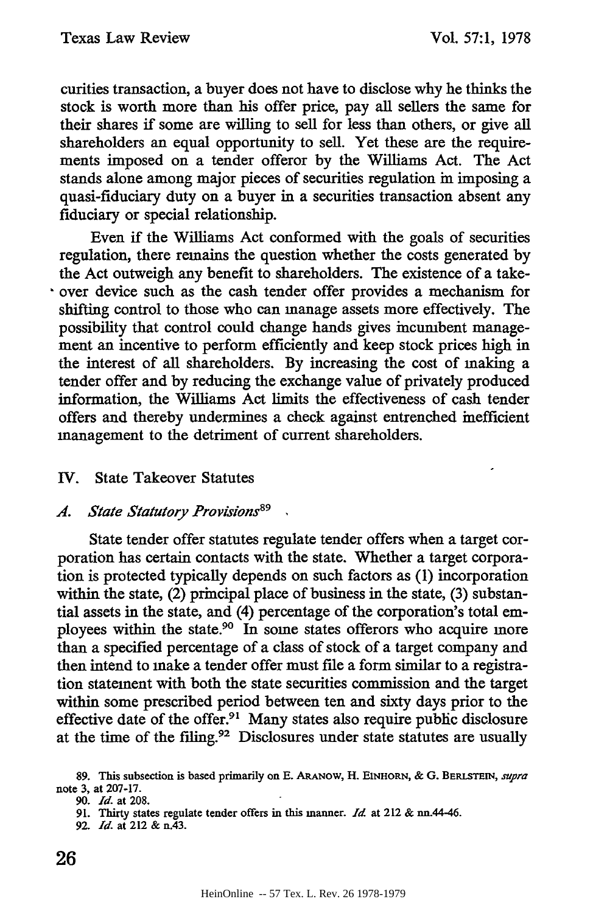curities transaction, a buyer does not have to disclose why he thinks the stock is worth more than his offer price, pay all sellers the same for their shares if some are willing to sell for less than others, or give all shareholders an equal opportunity to sell. Yet these are the requirements imposed on a tender offeror by the Williams Act. The Act stands alone among major pieces of securities regulation in imposing a quasi-fiduciary duty on a buyer in a securities transaction absent any fiduciary or special relationship.

Even if the Williams Act conformed with the goals of securities regulation, there remains the question whether the costs generated by the Act outweigh any benefit to shareholders. The existence of a takeover device such as the cash tender offer provides a mechanism for shifting control to those who can manage assets more effectively. The possibility that control could change hands gives incumbent management an incentive to perform efficiently and keep stock prices high in the interest of all shareholders. By increasing the cost of making a tender offer and by reducing the exchange value of privately produced information, the Williams Act limits the effectiveness of cash tender offers and thereby undermines a check against entrenched inefficient management to the detriment of current shareholders.

## IV. State Takeover Statutes

### *A. State Statutory Provisions*[89]

State tender offer statutes regulate tender offers when a target corporation has certain contacts with the state. Whether a target corporation is protected typically depends on such factors as (1) incorporation within the state, (2) principal place of business in the state, (3) substantial assets in the state, and (4) percentage of the corporation's total employees within the state.[90] In some states offerors who acquire more than a specified percentage of a class of stock of a target company and then intend to make a tender offer must file a form similar to a registration statement with both the state securities commission and the target within some prescribed period between ten and sixty days prior to the effective date of the offer.[91] Many states also require public disclosure at the time of the filing.[92] Disclosures under state statutes are usually

89. This subsection is based primarily on E. ARANOW, H. EINHORN, & G. BERLSTEIN, *supra* note 3, at 207-17.

90. *Id.* at 208.

91. Thirty states regulate tender offers in this manner. *Id.* at 212 & nn.44-46.

92. *Id.* at 212 & n.43.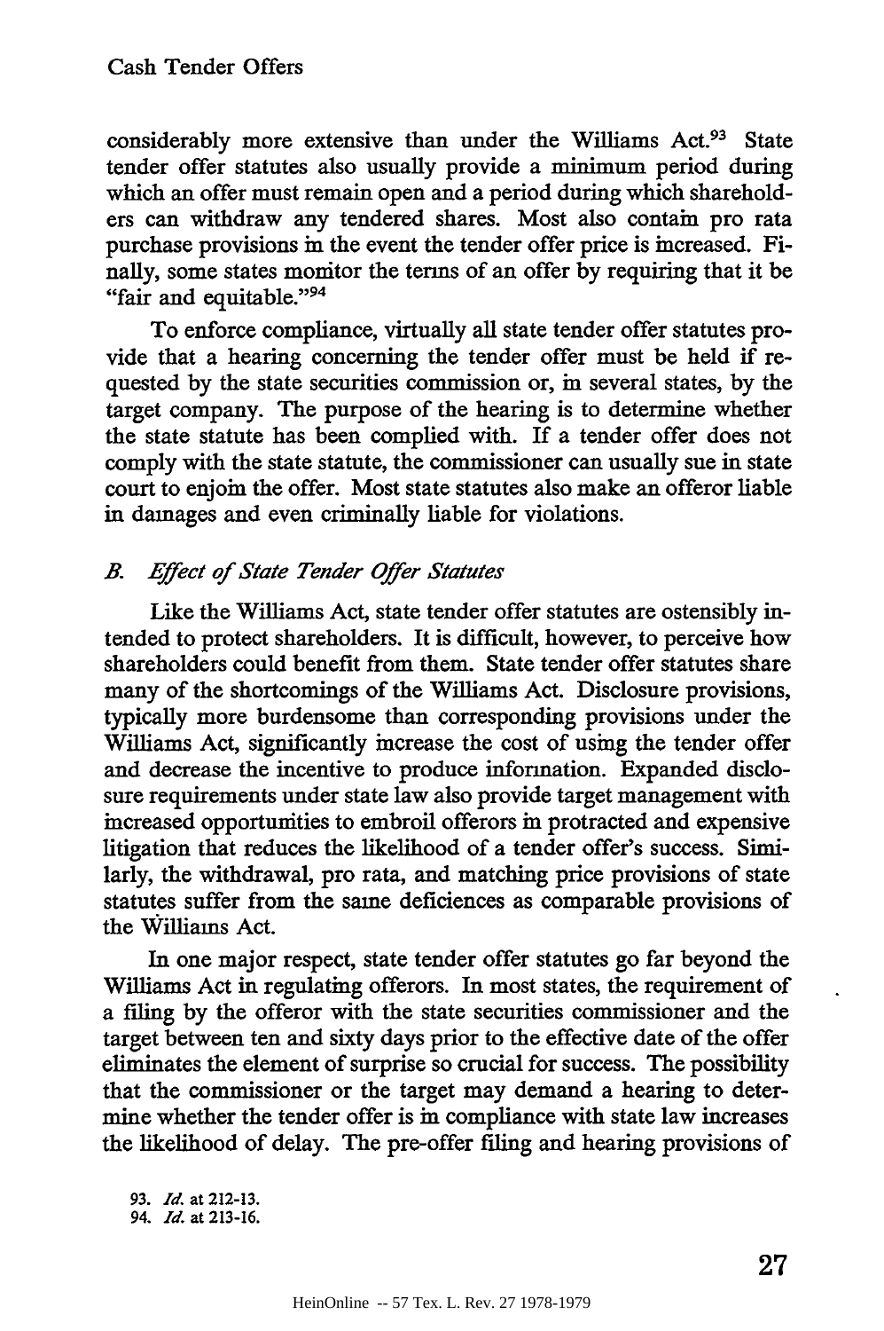considerably more extensive than under the Williams Act.[93] State tender offer statutes also usually provide a minimum period during which an offer must remain open and a period during which shareholders can withdraw any tendered shares. Most also contain pro rata purchase provisions in the event the tender offer price is increased. Finally, some states monitor the terms of an offer by requiring that it be "fair and equitable."[94]

To enforce compliance, virtually all state tender offer statutes provide that a hearing concerning the tender offer must be held if requested by the state securities commission or, in several states, by the target company. The purpose of the hearing is to determine whether the state statute has been complied with. If a tender offer does not comply with the state statute, the commissioner can usually sue in state court to enjoin the offer. Most state statutes also make an offeror liable in damages and even criminally liable for violations.

### *B. Effect of State Tender Offer Statutes*

Like the Williams Act, state tender offer statutes are ostensibly intended to protect shareholders. It is difficult, however, to perceive how shareholders could benefit from them. State tender offer statutes share many of the shortcomings of the Williams Act. Disclosure provisions, typically more burdensome than corresponding provisions under the Williams Act, significantly increase the cost of using the tender offer and decrease the incentive to produce information. Expanded disclosure requirements under state law also provide target management with increased opportunities to embroil offerors in protracted and expensive litigation that reduces the likelihood of a tender offer's success. Similarly, the withdrawal, pro rata, and matching price provisions of state statutes suffer from the same deficiences as comparable provisions of the Williams Act.

In one major respect, state tender offer statutes go far beyond the Williams Act in regulating offerors. In most states, the requirement of a filing by the offeror with the state securities commissioner and the target between ten and sixty days prior to the effective date of the offer eliminates the element of surprise so crucial for success. The possibility that the commissioner or the target may demand a hearing to determine whether the tender offer is in compliance with state law increases the likelihood of delay. The pre-offer filing and hearing provisions of

93. *Id.* at 212-13.
94. *Id.* at 213-16.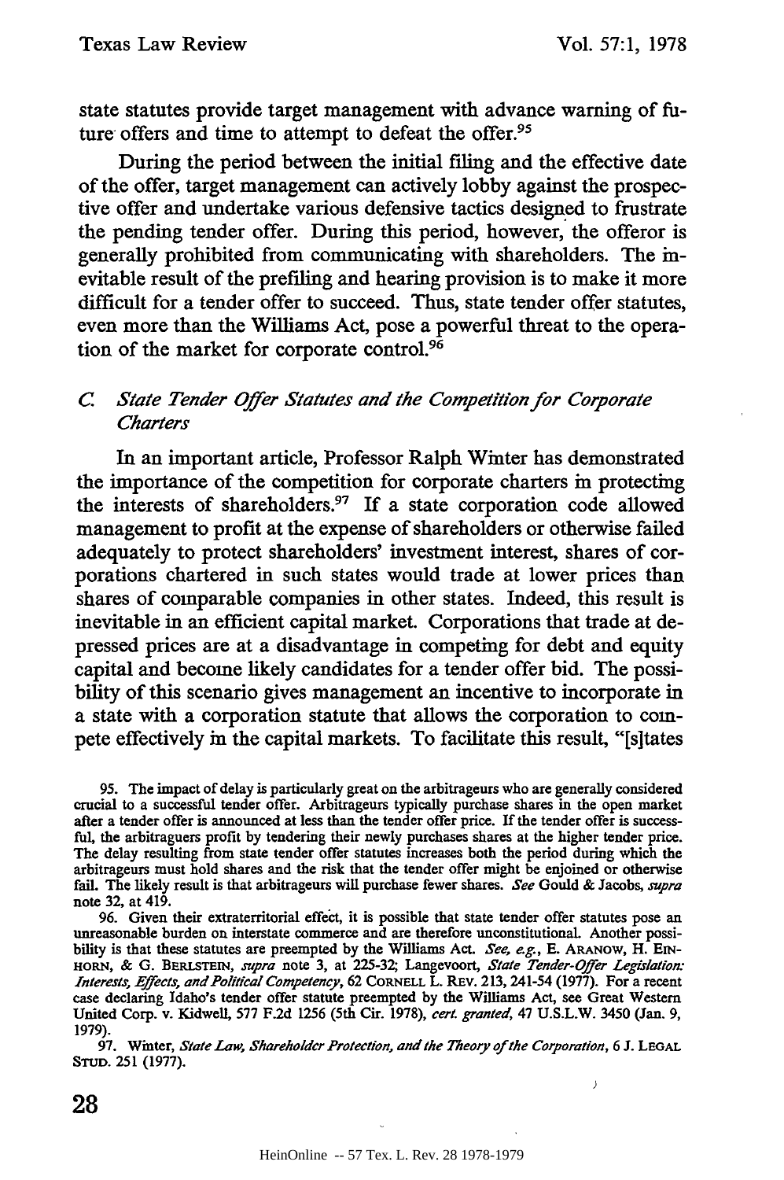state statutes provide target management with advance warning of future offers and time to attempt to defeat the offer.[95]

During the period between the initial filing and the effective date of the offer, target management can actively lobby against the prospective offer and undertake various defensive tactics designed to frustrate the pending tender offer. During this period, however, the offeror is generally prohibited from communicating with shareholders. The inevitable result of the prefiling and hearing provision is to make it more difficult for a tender offer to succeed. Thus, state tender offer statutes, even more than the Williams Act, pose a powerful threat to the operation of the market for corporate control.[96]

### *C. State Tender Offer Statutes and the Competition for Corporate Charters*

In an important article, Professor Ralph Winter has demonstrated the importance of the competition for corporate charters in protecting the interests of shareholders.[97] If a state corporation code allowed management to profit at the expense of shareholders or otherwise failed adequately to protect shareholders' investment interest, shares of corporations chartered in such states would trade at lower prices than shares of comparable companies in other states. Indeed, this result is inevitable in an efficient capital market. Corporations that trade at depressed prices are at a disadvantage in competing for debt and equity capital and become likely candidates for a tender offer bid. The possibility of this scenario gives management an incentive to incorporate in a state with a corporation statute that allows the corporation to compete effectively in the capital markets. To facilitate this result, "[s]tates

95. The impact of delay is particularly great on the arbitrageurs who are generally considered crucial to a successful tender offer. Arbitrageurs typically purchase shares in the open market after a tender offer is announced at less than the tender offer price. If the tender offer is successful, the arbitraguers profit by tendering their newly purchases shares at the higher tender price. The delay resulting from state tender offer statutes increases both the period during which the arbitrageurs must hold shares and the risk that the tender offer might be enjoined or otherwise fail. The likely result is that arbitrageurs will purchase fewer shares. *See* Gould & Jacobs, *supra* note 32, at 419.

96. Given their extraterritorial effect, it is possible that state tender offer statutes pose an unreasonable burden on interstate commerce and are therefore unconstitutional. Another possibility is that these statutes are preempted by the Williams Act. *See, e.g.*, E. ARANOW, H. EINHORN, & G. BERLSTEIN, *supra* note 3, at 225-32; Langevoort, *State Tender-Offer Legislation: Interests, Effects, and Political Competency*, 62 CORNELL L. REV. 213, 241-54 (1977). For a recent case declaring Idaho's tender offer statute preempted by the Williams Act, see Great Western United Corp. v. Kidwell, 577 F.2d 1256 (5th Cir. 1978), *cert. granted*, 47 U.S.L.W. 3450 (Jan. 9, 1979).

97. Winter, *State Law, Shareholder Protection, and the Theory of the Corporation*, 6 J. LEGAL STUD. 251 (1977).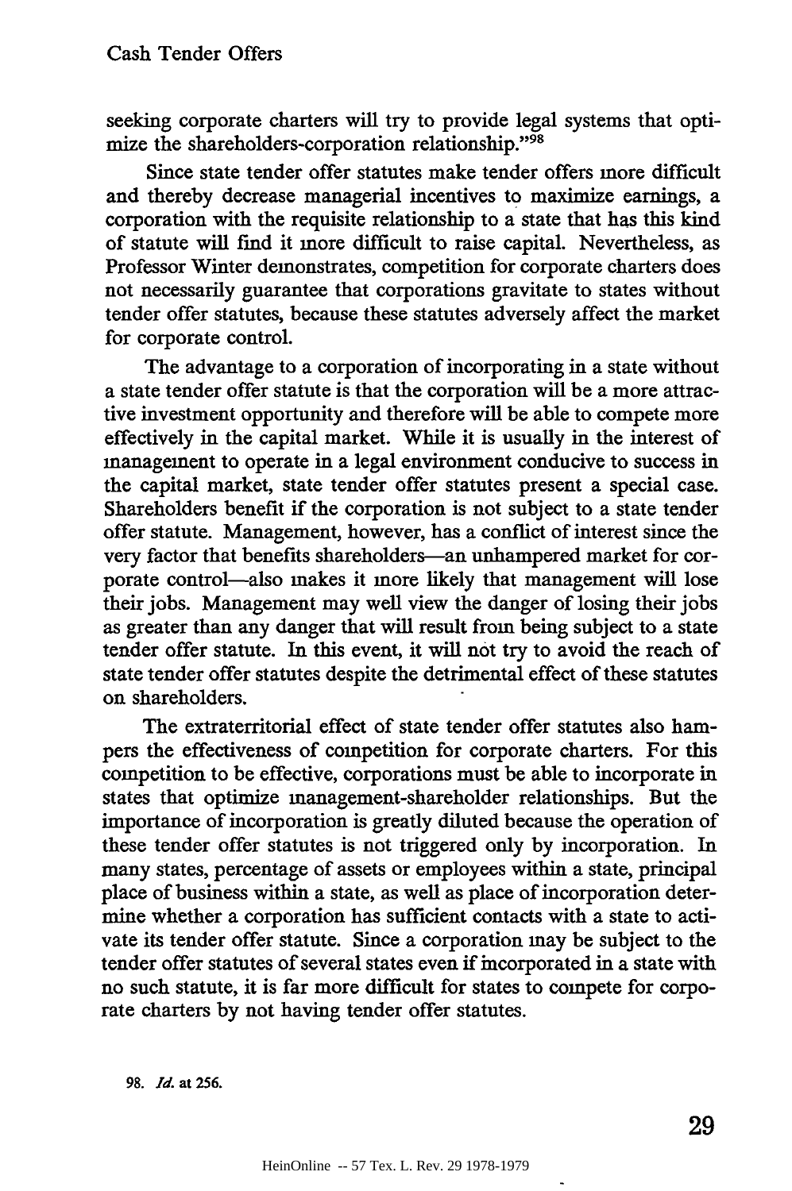seeking corporate charters will try to provide legal systems that optimize the shareholders-corporation relationship."[98]

Since state tender offer statutes make tender offers more difficult and thereby decrease managerial incentives to maximize earnings, a corporation with the requisite relationship to a state that has this kind of statute will find it more difficult to raise capital. Nevertheless, as Professor Winter demonstrates, competition for corporate charters does not necessarily guarantee that corporations gravitate to states without tender offer statutes, because these statutes adversely affect the market for corporate control.

The advantage to a corporation of incorporating in a state without a state tender offer statute is that the corporation will be a more attractive investment opportunity and therefore will be able to compete more effectively in the capital market. While it is usually in the interest of management to operate in a legal environment conducive to success in the capital market, state tender offer statutes present a special case. Shareholders benefit if the corporation is not subject to a state tender offer statute. Management, however, has a conflict of interest since the very factor that benefits shareholders—an unhampered market for corporate control—also makes it more likely that management will lose their jobs. Management may well view the danger of losing their jobs as greater than any danger that will result from being subject to a state tender offer statute. In this event, it will not try to avoid the reach of state tender offer statutes despite the detrimental effect of these statutes on shareholders.

The extraterritorial effect of state tender offer statutes also hampers the effectiveness of competition for corporate charters. For this competition to be effective, corporations must be able to incorporate in states that optimize management-shareholder relationships. But the importance of incorporation is greatly diluted because the operation of these tender offer statutes is not triggered only by incorporation. In many states, percentage of assets or employees within a state, principal place of business within a state, as well as place of incorporation determine whether a corporation has sufficient contacts with a state to activate its tender offer statute. Since a corporation may be subject to the tender offer statutes of several states even if incorporated in a state with no such statute, it is far more difficult for states to compete for corporate charters by not having tender offer statutes.

98. *Id.* at 256.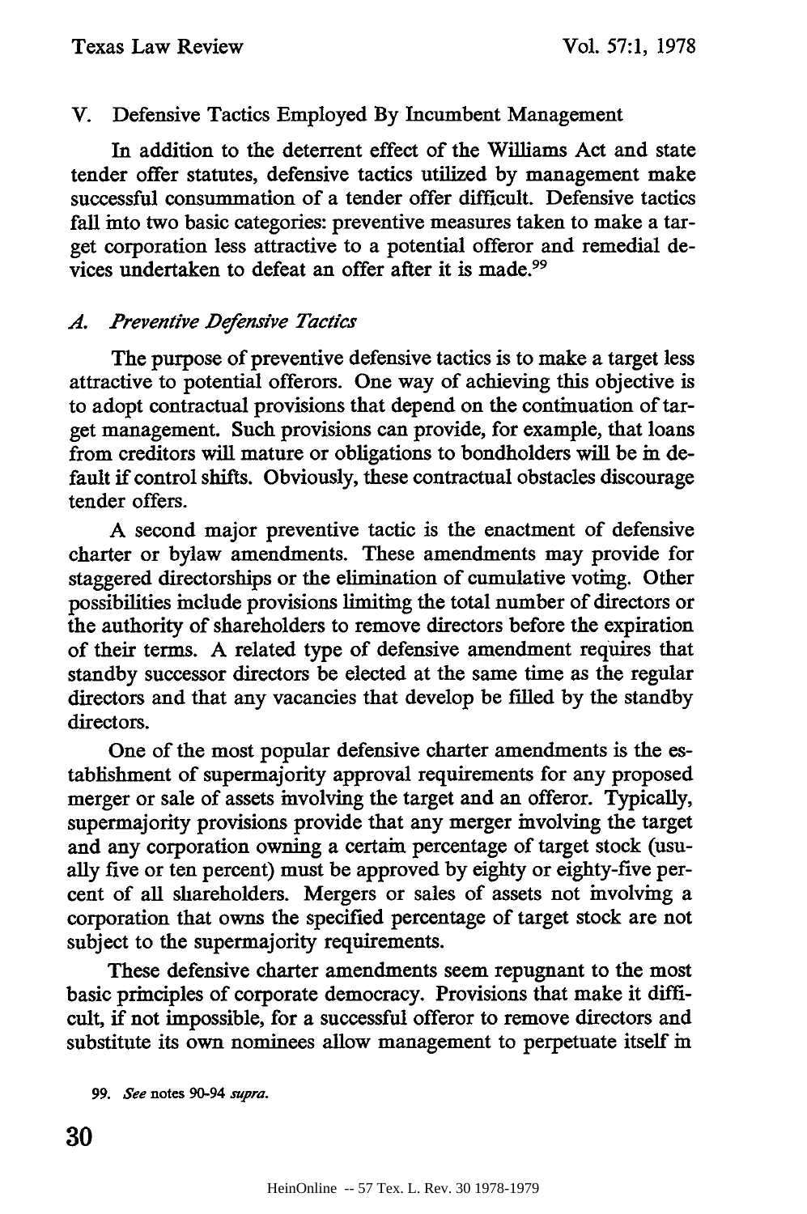## V. Defensive Tactics Employed By Incumbent Management

In addition to the deterrent effect of the Williams Act and state tender offer statutes, defensive tactics utilized by management make successful consummation of a tender offer difficult. Defensive tactics fall into two basic categories: preventive measures taken to make a target corporation less attractive to a potential offeror and remedial devices undertaken to defeat an offer after it is made.[99]

### *A. Preventive Defensive Tactics*

The purpose of preventive defensive tactics is to make a target less attractive to potential offerors. One way of achieving this objective is to adopt contractual provisions that depend on the continuation of target management. Such provisions can provide, for example, that loans from creditors will mature or obligations to bondholders will be in default if control shifts. Obviously, these contractual obstacles discourage tender offers.

A second major preventive tactic is the enactment of defensive charter or bylaw amendments. These amendments may provide for staggered directorships or the elimination of cumulative voting. Other possibilities include provisions limiting the total number of directors or the authority of shareholders to remove directors before the expiration of their terms. A related type of defensive amendment requires that standby successor directors be elected at the same time as the regular directors and that any vacancies that develop be filled by the standby directors.

One of the most popular defensive charter amendments is the establishment of supermajority approval requirements for any proposed merger or sale of assets involving the target and an offeror. Typically, supermajority provisions provide that any merger involving the target and any corporation owning a certain percentage of target stock (usually five or ten percent) must be approved by eighty or eighty-five percent of all shareholders. Mergers or sales of assets not involving a corporation that owns the specified percentage of target stock are not subject to the supermajority requirements.

These defensive charter amendments seem repugnant to the most basic principles of corporate democracy. Provisions that make it difficult, if not impossible, for a successful offeror to remove directors and substitute its own nominees allow management to perpetuate itself in

---

99. *See* notes 90-94 *supra*.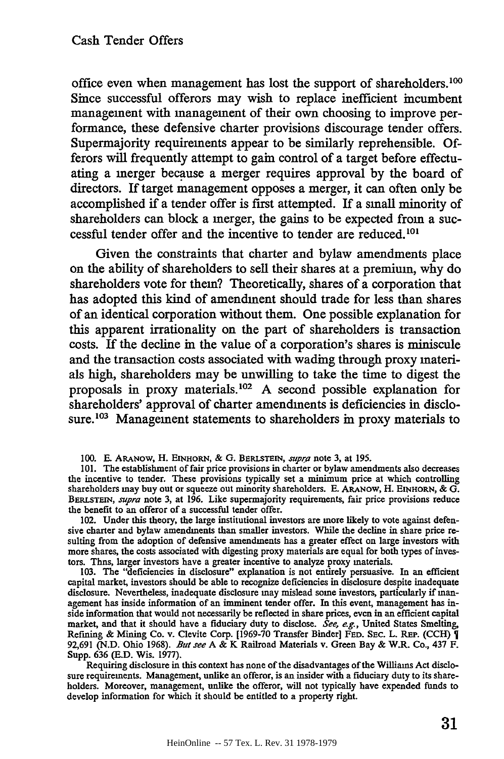office even when management has lost the support of shareholders.[100] Since successful offerors may wish to replace inefficient incumbent management with management of their own choosing to improve performance, these defensive charter provisions discourage tender offers. Supermajority requirements appear to be similarly reprehensible. Offerors will frequently attempt to gain control of a target before effectuating a merger because a merger requires approval by the board of directors. If target management opposes a merger, it can often only be accomplished if a tender offer is first attempted. If a small minority of shareholders can block a merger, the gains to be expected from a successful tender offer and the incentive to tender are reduced.[101]

Given the constraints that charter and bylaw amendments place on the ability of shareholders to sell their shares at a premium, why do shareholders vote for them? Theoretically, shares of a corporation that has adopted this kind of amendment should trade for less than shares of an identical corporation without them. One possible explanation for this apparent irrationality on the part of shareholders is transaction costs. If the decline in the value of a corporation's shares is miniscule and the transaction costs associated with wading through proxy materials high, shareholders may be unwilling to take the time to digest the proposals in proxy materials.[102] A second possible explanation for shareholders' approval of charter amendments is deficiencies in disclosure.[103] Management statements to shareholders in proxy materials to

---

100. E. ARANOW, H. EINHORN, & G. BERLSTEIN, *supra* note 3, at 195.

101. The establishment of fair price provisions in charter or bylaw amendments also decreases the incentive to tender. These provisions typically set a minimum price at which controlling shareholders may buy out or squeeze out minority shareholders. E. ARANOW, H. EINHORN, & G. BERLSTEIN, *supra* note 3, at 196. Like supermajority requirements, fair price provisions reduce the benefit to an offeror of a successful tender offer.

102. Under this theory, the large institutional investors are more likely to vote against defensive charter and bylaw amendments than smaller investors. While the decline in share price resulting from the adoption of defensive amendments has a greater effect on large investors with more shares, the costs associated with digesting proxy materials are equal for both types of investors. Thus, larger investors have a greater incentive to analyze proxy materials.

103. The "deficiencies in disclosure" explanation is not entirely persuasive. In an efficient capital market, investors should be able to recognize deficiencies in disclosure despite inadequate disclosure. Nevertheless, inadequate disclosure may mislead some investors, particularly if management has inside information of an imminent tender offer. In this event, management has inside information that would not necessarily be reflected in share prices, even in an efficient capital market, and that it should have a fiduciary duty to disclose. *See, e.g.*, United States Smelting, Refining & Mining Co. v. Clevite Corp. [1969-70 Transfer Binder] FED. SEC. L. REP. (CCH) ¶ 92,691 (N.D. Ohio 1968). *But see* A & K Railroad Materials v. Green Bay & W.R. Co., 437 F. Supp. 636 (E.D. Wis. 1977).

Requiring disclosure in this context has none of the disadvantages of the Williams Act disclosure requirements. Management, unlike an offeror, is an insider with a fiduciary duty to its shareholders. Moreover, management, unlike the offeror, will not typically have expended funds to develop information for which it should be entitled to a property right.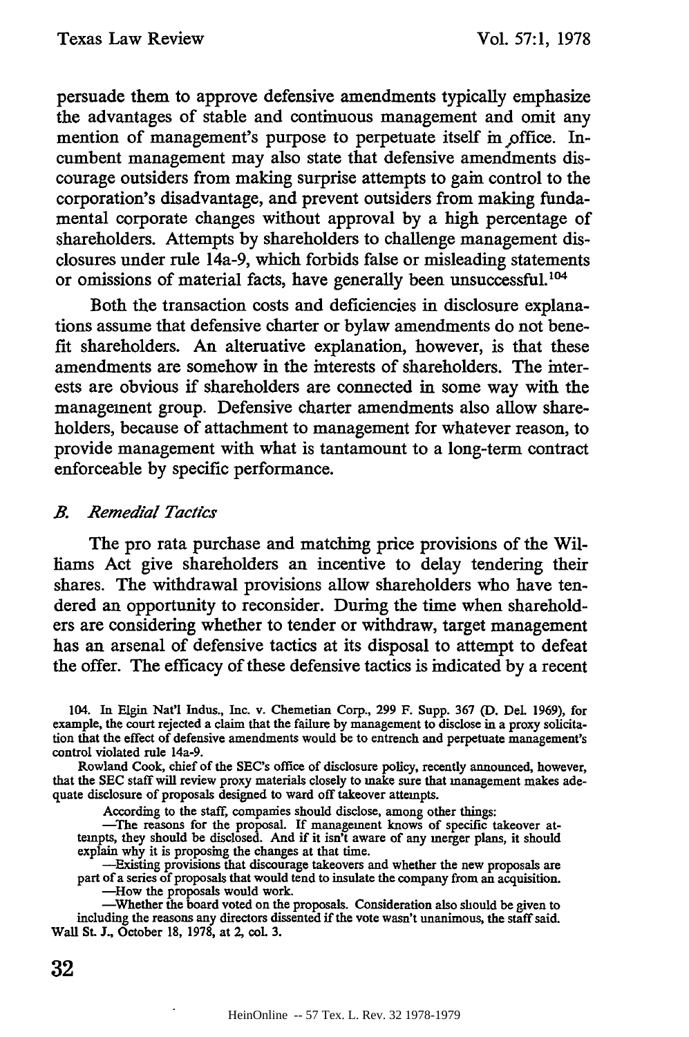persuade them to approve defensive amendments typically emphasize the advantages of stable and continuous management and omit any mention of management's purpose to perpetuate itself in office. Incumbent management may also state that defensive amendments discourage outsiders from making surprise attempts to gain control to the corporation's disadvantage, and prevent outsiders from making fundamental corporate changes without approval by a high percentage of shareholders. Attempts by shareholders to challenge management disclosures under rule 14a-9, which forbids false or misleading statements or omissions of material facts, have generally been unsuccessful.[104]

Both the transaction costs and deficiencies in disclosure explanations assume that defensive charter or bylaw amendments do not benefit shareholders. An alternative explanation, however, is that these amendments are somehow in the interests of shareholders. The interests are obvious if shareholders are connected in some way with the management group. Defensive charter amendments also allow shareholders, because of attachment to management for whatever reason, to provide management with what is tantamount to a long-term contract enforceable by specific performance.

### *B. Remedial Tactics*

The pro rata purchase and matching price provisions of the Williams Act give shareholders an incentive to delay tendering their shares. The withdrawal provisions allow shareholders who have tendered an opportunity to reconsider. During the time when shareholders are considering whether to tender or withdraw, target management has an arsenal of defensive tactics at its disposal to attempt to defeat the offer. The efficacy of these defensive tactics is indicated by a recent

---

104. In Elgin Nat'l Indus., Inc. v. Chemetian Corp., 299 F. Supp. 367 (D. Del. 1969), for example, the court rejected a claim that the failure by management to disclose in a proxy solicitation that the effect of defensive amendments would be to entrench and perpetuate management's control violated rule 14a-9.

Rowland Cook, chief of the SEC's office of disclosure policy, recently announced, however, that the SEC staff will review proxy materials closely to make sure that management makes adequate disclosure of proposals designed to ward off takeover attempts.

> According to the staff, companies should disclose, among other things:
>
> —The reasons for the proposal. If management knows of specific takeover attempts, they should be disclosed. And if it isn't aware of any merger plans, it should explain why it is proposing the changes at that time.
>
> —Existing provisions that discourage takeovers and whether the new proposals are part of a series of proposals that would tend to insulate the company from an acquisition.
>
> —How the proposals would work.
>
> —Whether the board voted on the proposals. Consideration also should be given to including the reasons any directors dissented if the vote wasn't unanimous, the staff said.

Wall St. J., October 18, 1978, at 2, col. 3.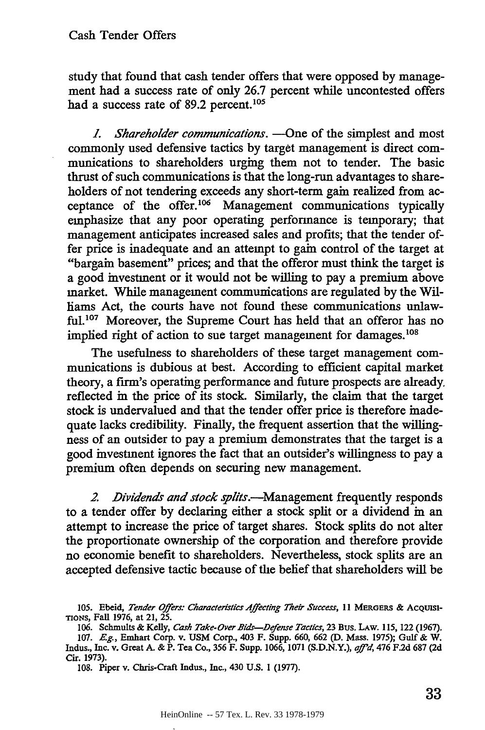study that found that cash tender offers that were opposed by management had a success rate of only 26.7 percent while uncontested offers had a success rate of 89.2 percent.[105]

*1. Shareholder communications.* —One of the simplest and most commonly used defensive tactics by target management is direct communications to shareholders urging them not to tender. The basic thrust of such communications is that the long-run advantages to shareholders of not tendering exceeds any short-term gain realized from acceptance of the offer.[106] Management communications typically emphasize that any poor operating performance is temporary; that management anticipates increased sales and profits; that the tender offer price is inadequate and an attempt to gain control of the target at "bargain basement" prices; and that the offeror must think the target is a good investment or it would not be willing to pay a premium above market. While management communications are regulated by the Williams Act, the courts have not found these communications unlawful.[107] Moreover, the Supreme Court has held that an offeror has no implied right of action to sue target management for damages.[108]

The usefulness to shareholders of these target management communications is dubious at best. According to efficient capital market theory, a firm's operating performance and future prospects are already reflected in the price of its stock. Similarly, the claim that the target stock is undervalued and that the tender offer price is therefore inadequate lacks credibility. Finally, the frequent assertion that the willingness of an outsider to pay a premium demonstrates that the target is a good investment ignores the fact that an outsider's willingness to pay a premium often depends on securing new management.

*2. Dividends and stock splits.*—Management frequently responds to a tender offer by declaring either a stock split or a dividend in an attempt to increase the price of target shares. Stock splits do not alter the proportionate ownership of the corporation and therefore provide no economic benefit to shareholders. Nevertheless, stock splits are an accepted defensive tactic because of the belief that shareholders will be

---

105. Ebeid, *Tender Offers: Characteristics Affecting Their Success*, 11 MERGERS & ACQUISITIONS, Fall 1976, at 21, 25.

106. Schmults & Kelly, *Cash Take-Over Bids—Defense Tactics*, 23 BUS. LAW. 115, 122 (1967).

107. *E.g.*, Emhart Corp. v. USM Corp., 403 F. Supp. 660, 662 (D. Mass. 1975); Gulf & W. Indus., Inc. v. Great A. & P. Tea Co., 356 F. Supp. 1066, 1071 (S.D.N.Y.), *aff'd*, 476 F.2d 687 (2d Cir. 1973).

108. Piper v. Chris-Craft Indus., Inc., 430 U.S. 1 (1977).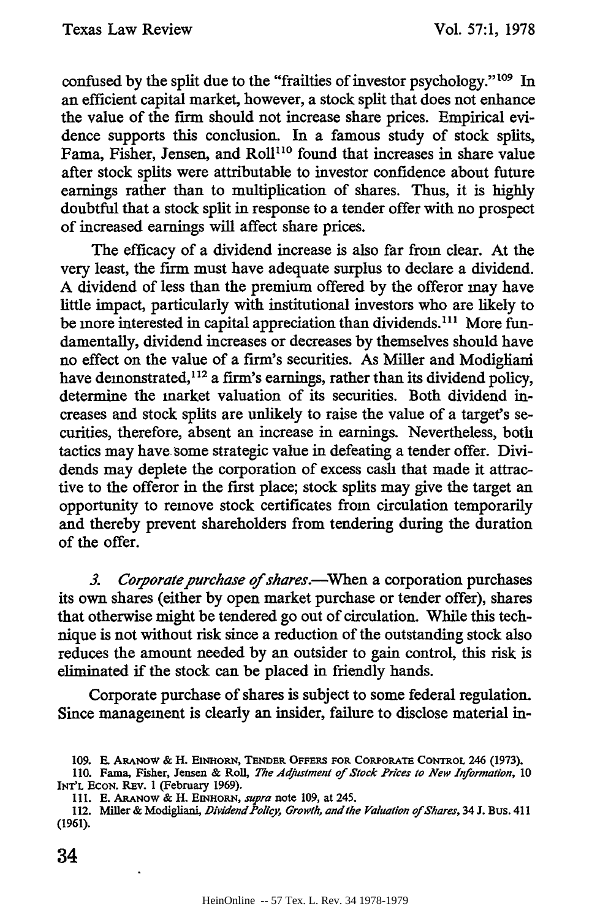confused by the split due to the "frailties of investor psychology."[109] In an efficient capital market, however, a stock split that does not enhance the value of the firm should not increase share prices. Empirical evidence supports this conclusion. In a famous study of stock splits, Fama, Fisher, Jensen, and Roll[110] found that increases in share value after stock splits were attributable to investor confidence about future earnings rather than to multiplication of shares. Thus, it is highly doubtful that a stock split in response to a tender offer with no prospect of increased earnings will affect share prices.

The efficacy of a dividend increase is also far from clear. At the very least, the firm must have adequate surplus to declare a dividend. A dividend of less than the premium offered by the offeror may have little impact, particularly with institutional investors who are likely to be more interested in capital appreciation than dividends.[111] More fundamentally, dividend increases or decreases by themselves should have no effect on the value of a firm's securities. As Miller and Modigliani have demonstrated,[112] a firm's earnings, rather than its dividend policy, determine the market valuation of its securities. Both dividend increases and stock splits are unlikely to raise the value of a target's securities, therefore, absent an increase in earnings. Nevertheless, both tactics may have some strategic value in defeating a tender offer. Dividends may deplete the corporation of excess cash that made it attractive to the offeror in the first place; stock splits may give the target an opportunity to remove stock certificates from circulation temporarily and thereby prevent shareholders from tendering during the duration of the offer.

*3. Corporate purchase of shares.*—When a corporation purchases its own shares (either by open market purchase or tender offer), shares that otherwise might be tendered go out of circulation. While this technique is not without risk since a reduction of the outstanding stock also reduces the amount needed by an outsider to gain control, this risk is eliminated if the stock can be placed in friendly hands.

Corporate purchase of shares is subject to some federal regulation. Since management is clearly an insider, failure to disclose material in-

109. E. Aranow & H. Einhorn, Tender Offers for Corporate Control 246 (1973).

110. Fama, Fisher, Jensen & Roll, *The Adjustment of Stock Prices to New Information*, 10 Int'l Econ. Rev. 1 (February 1969).

111. E. Aranow & H. Einhorn, *supra* note 109, at 245.

112. Miller & Modigliani, *Dividend Policy, Growth, and the Valuation of Shares*, 34 J. Bus. 411 (1961).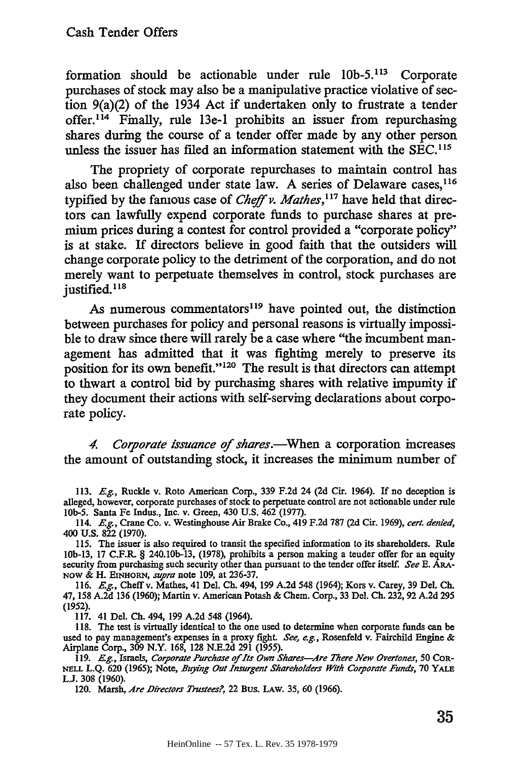formation should be actionable under rule 10b-5.[113] Corporate purchases of stock may also be a manipulative practice violative of section 9(a)(2) of the 1934 Act if undertaken only to frustrate a tender offer.[114] Finally, rule 13e-1 prohibits an issuer from repurchasing shares during the course of a tender offer made by any other person unless the issuer has filed an information statement with the SEC.[115]

The propriety of corporate repurchases to maintain control has also been challenged under state law. A series of Delaware cases,[116] typified by the famous case of *Cheff v. Mathes*,[117] have held that directors can lawfully expend corporate funds to purchase shares at premium prices during a contest for control provided a "corporate policy" is at stake. If directors believe in good faith that the outsiders will change corporate policy to the detriment of the corporation, and do not merely want to perpetuate themselves in control, stock purchases are justified.[118]

As numerous commentators[119] have pointed out, the distinction between purchases for policy and personal reasons is virtually impossible to draw since there will rarely be a case where "the incumbent management has admitted that it was fighting merely to preserve its position for its own benefit."[120] The result is that directors can attempt to thwart a control bid by purchasing shares with relative impunity if they document their actions with self-serving declarations about corporate policy.

*4. Corporate issuance of shares.*—When a corporation increases the amount of outstanding stock, it increases the minimum number of

113. *E.g.*, Ruckle v. Roto American Corp., 339 F.2d 24 (2d Cir. 1964). If no deception is alleged, however, corporate purchases of stock to perpetuate control are not actionable under rule 10b-5. Santa Fe Indus., Inc. v. Green, 430 U.S. 462 (1977).

114. *E.g.*, Crane Co. v. Westinghouse Air Brake Co., 419 F.2d 787 (2d Cir. 1969), *cert. denied*, 400 U.S. 822 (1970).

115. The issuer is also required to transit the specified information to its shareholders. Rule 10b-13, 17 C.F.R. § 240.10b-13, (1978), prohibits a person making a teuder offer for an equity security from purchasing such security other than pursuant to the tender offer itself. *See* E. ARANOW & H. EINHORN, *supra* note 109, at 236-37.

116. *E.g.*, Cheff v. Mathes, 41 Del. Ch. 494, 199 A.2d 548 (1964); Kors v. Carey, 39 Del. Ch. 47, 158 A.2d 136 (1960); Martin v. American Potash & Chem. Corp., 33 Del. Ch. 232, 92 A.2d 295 (1952).

117. 41 Del. Ch. 494, 199 A.2d 548 (1964).

118. The test is virtually identical to the one used to determine when corporate funds can be used to pay management's expenses in a proxy fight. *See, e.g.*, Rosenfeld v. Fairchild Engine & Airplane Corp., 309 N.Y. 168, 128 N.E.2d 291 (1955).

119. *E.g.*, Israels, *Corporate Purchase of Its Own Shares—Are There New Overtones*, 50 CORNELL L.Q. 620 (1965); Note, *Buying Out Insurgent Shareholders With Corporate Funds*, 70 YALE L.J. 308 (1960).

120. Marsh, *Are Directors Trustees?*, 22 BUS. LAW. 35, 60 (1966).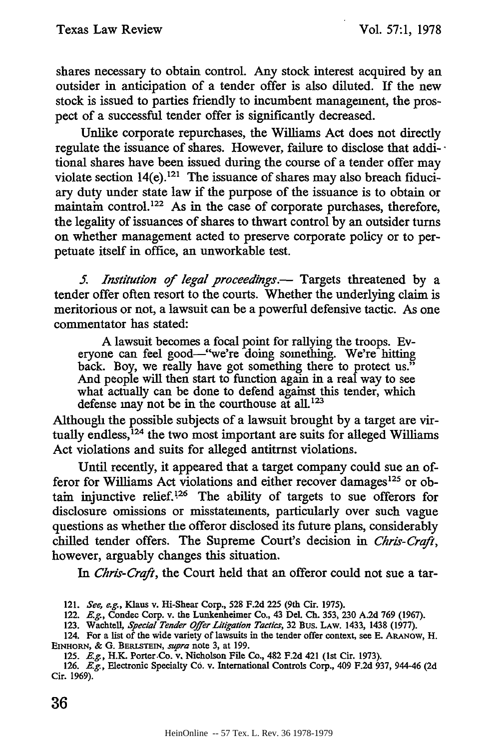shares necessary to obtain control. Any stock interest acquired by an outsider in anticipation of a tender offer is also diluted. If the new stock is issued to parties friendly to incumbent management, the prospect of a successful tender offer is significantly decreased.

Unlike corporate repurchases, the Williams Act does not directly regulate the issuance of shares. However, failure to disclose that additional shares have been issued during the course of a tender offer may violate section 14(e).[121] The issuance of shares may also breach fiduciary duty under state law if the purpose of the issuance is to obtain or maintain control.[122] As in the case of corporate purchases, therefore, the legality of issuances of shares to thwart control by an outsider turns on whether management acted to preserve corporate policy or to perpetuate itself in office, an unworkable test.

*5. Institution of legal proceedings.*— Targets threatened by a tender offer often resort to the courts. Whether the underlying claim is meritorious or not, a lawsuit can be a powerful defensive tactic. As one commentator has stated:

> A lawsuit becomes a focal point for rallying the troops. Everyone can feel good—"we're doing something. We're hitting back. Boy, we really have got something there to protect us." And people will then start to function again in a real way to see what actually can be done to defend against this tender, which defense may not be in the courthouse at all.[123]

Although the possible subjects of a lawsuit brought by a target are virtually endless,[124] the two most important are suits for alleged Williams Act violations and suits for alleged antitrust violations.

Until recently, it appeared that a target company could sue an offeror for Williams Act violations and either recover damages[125] or obtain injunctive relief.[126] The ability of targets to sue offerors for disclosure omissions or misstatements, particularly over such vague questions as whether the offeror disclosed its future plans, considerably chilled tender offers. The Supreme Court's decision in *Chris-Craft*, however, arguably changes this situation.

In *Chris-Craft*, the Court held that an offeror could not sue a tar-

121. *See, e.g.*, Klaus v. Hi-Shear Corp., 528 F.2d 225 (9th Cir. 1975).

122. *E.g.*, Condec Corp. v. the Lunkenheimer Co., 43 Del. Ch. 353, 230 A.2d 769 (1967).

123. Wachtell, *Special Tender Offer Litigation Tactics*, 32 Bus. Law. 1433, 1438 (1977).

124. For a list of the wide variety of lawsuits in the tender offer context, see E. Aranow, H. Einhorn, & G. Berlstein, *supra* note 3, at 199.

125. *E.g.*, H.K. Porter Co. v. Nicholson File Co., 482 F.2d 421 (1st Cir. 1973).

126. *E.g.*, Electronic Specialty Co. v. International Controls Corp., 409 F.2d 937, 944-46 (2d Cir. 1969).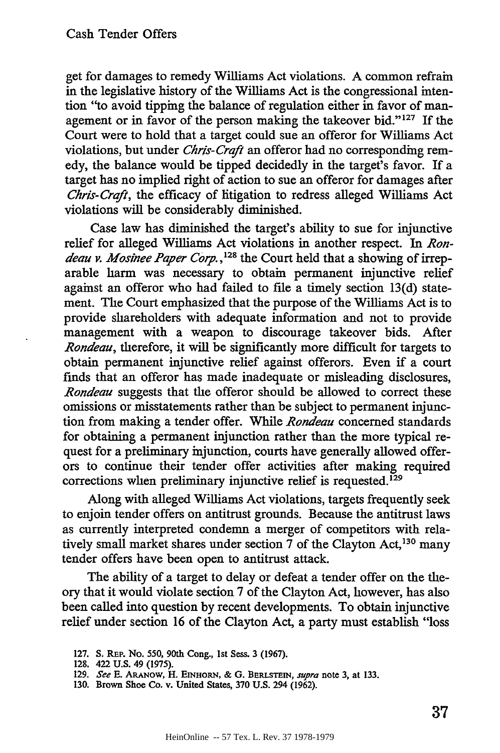get for damages to remedy Williams Act violations. A common refrain in the legislative history of the Williams Act is the congressional intention "to avoid tipping the balance of regulation either in favor of management or in favor of the person making the takeover bid."[127] If the Court were to hold that a target could sue an offeror for Williams Act violations, but under *Chris-Craft* an offeror had no corresponding remedy, the balance would be tipped decidedly in the target's favor. If a target has no implied right of action to sue an offeror for damages after *Chris-Craft*, the efficacy of litigation to redress alleged Williams Act violations will be considerably diminished.

Case law has diminished the target's ability to sue for injunctive relief for alleged Williams Act violations in another respect. In *Rondeau v. Mosinee Paper Corp.*,[128] the Court held that a showing of irreparable harm was necessary to obtain permanent injunctive relief against an offeror who had failed to file a timely section 13(d) statement. The Court emphasized that the purpose of the Williams Act is to provide shareholders with adequate information and not to provide management with a weapon to discourage takeover bids. After *Rondeau*, therefore, it will be significantly more difficult for targets to obtain permanent injunctive relief against offerors. Even if a court finds that an offeror has made inadequate or misleading disclosures, *Rondeau* suggests that the offeror should be allowed to correct these omissions or misstatements rather than be subject to permanent injunction from making a tender offer. While *Rondeau* concerned standards for obtaining a permanent injunction rather than the more typical request for a preliminary injunction, courts have generally allowed offerors to continue their tender offer activities after making required corrections when preliminary injunctive relief is requested.[129]

Along with alleged Williams Act violations, targets frequently seek to enjoin tender offers on antitrust grounds. Because the antitrust laws as currently interpreted condemn a merger of competitors with relatively small market shares under section 7 of the Clayton Act,[130] many tender offers have been open to antitrust attack.

The ability of a target to delay or defeat a tender offer on the theory that it would violate section 7 of the Clayton Act, however, has also been called into question by recent developments. To obtain injunctive relief under section 16 of the Clayton Act, a party must establish "loss

127. S. REP. No. 550, 90th Cong., 1st Sess. 3 (1967).

128. 422 U.S. 49 (1975).

129. *See* E. ARANOW, H. EINHORN, & G. BERLSTEIN, *supra* note 3, at 133.

130. Brown Shoe Co. v. United States, 370 U.S. 294 (1962).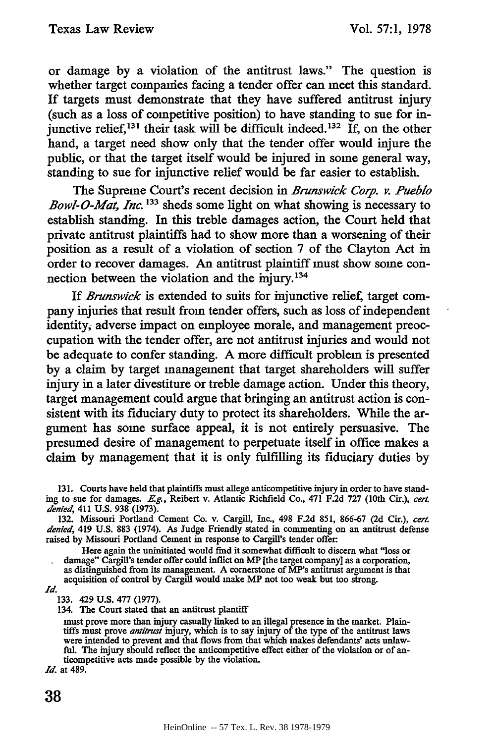or damage by a violation of the antitrust laws." The question is whether target companies facing a tender offer can meet this standard. If targets must demonstrate that they have suffered antitrust injury (such as a loss of competitive position) to have standing to sue for injunctive relief,[131] their task will be difficult indeed.[132] If, on the other hand, a target need show only that the tender offer would injure the public, or that the target itself would be injured in some general way, standing to sue for injunctive relief would be far easier to establish.

The Supreme Court's recent decision in *Brunswick Corp. v. Pueblo Bowl-O-Mat, Inc.*[133] sheds some light on what showing is necessary to establish standing. In this treble damages action, the Court held that private antitrust plaintiffs had to show more than a worsening of their position as a result of a violation of section 7 of the Clayton Act in order to recover damages. An antitrust plaintiff must show some connection between the violation and the injury.[134]

If *Brunswick* is extended to suits for injunctive relief, target company injuries that result from tender offers, such as loss of independent identity, adverse impact on employee morale, and management preoccupation with the tender offer, are not antitrust injuries and would not be adequate to confer standing. A more difficult problem is presented by a claim by target management that target shareholders will suffer injury in a later divestiture or treble damage action. Under this theory, target management could argue that bringing an antitrust action is consistent with its fiduciary duty to protect its shareholders. While the argument has some surface appeal, it is not entirely persuasive. The presumed desire of management to perpetuate itself in office makes a claim by management that it is only fulfilling its fiduciary duties by

131. Courts have held that plaintiffs must allege anticompetitive injury in order to have standing to sue for damages. *E.g.*, Reibert v. Atlantic Richfield Co., 471 F.2d 727 (10th Cir.), *cert. denied*, 411 U.S. 938 (1973).

132. Missouri Portland Cement Co. v. Cargill, Inc., 498 F.2d 851, 866-67 (2d Cir.), *cert. denied*, 419 U.S. 883 (1974). As Judge Friendly stated in commenting on an antitrust defense raised by Missouri Portland Cement in response to Cargill's tender offer:

> Here again the uninitiated would find it somewhat difficult to discern what "loss or damage" Cargill's tender offer could inflict on MP [the target company] as a corporation, as distinguished from its management. A cornerstone of MP's antitrust argument is that acquisition of control by Cargill would make MP not too weak but too strong.

*Id.*

133. 429 U.S. 477 (1977).

134. The Court stated that an antitrust plaintiff

> must prove more than injury casually linked to an illegal presence in the market. Plaintiffs must prove *antitrust* injury, which is to say injury of the type of the antitrust laws were intended to prevent and that flows from that which makes defendants' acts unlawful. The injury should reflect the anticompetitive effect either of the violation or of anticompetitive acts made possible by the violation.

*Id.* at 489.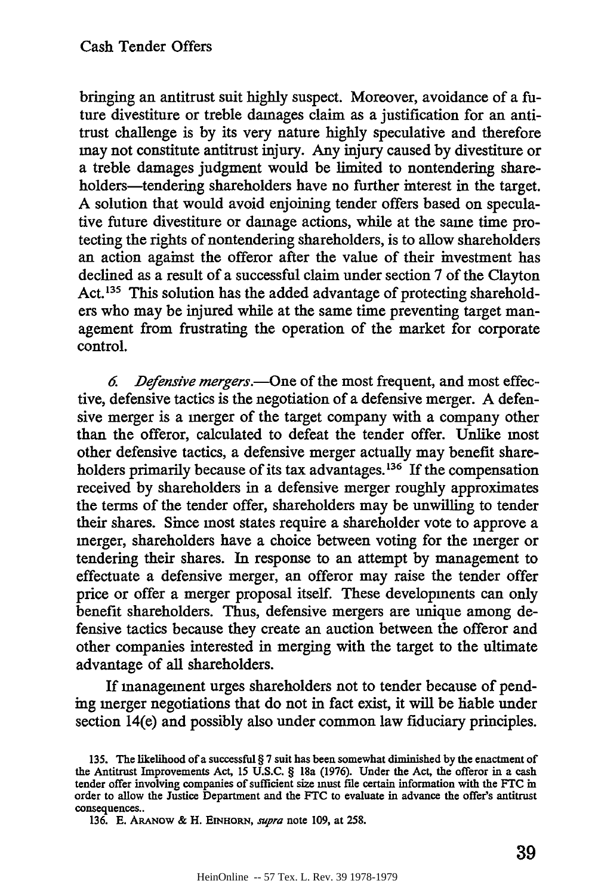bringing an antitrust suit highly suspect. Moreover, avoidance of a future divestiture or treble damages claim as a justification for an antitrust challenge is by its very nature highly speculative and therefore may not constitute antitrust injury. Any injury caused by divestiture or a treble damages judgment would be limited to nontendering shareholders—tendering shareholders have no further interest in the target. A solution that would avoid enjoining tender offers based on speculative future divestiture or damage actions, while at the same time protecting the rights of nontendering shareholders, is to allow shareholders an action against the offeror after the value of their investment has declined as a result of a successful claim under section 7 of the Clayton Act.[135] This solution has the added advantage of protecting shareholders who may be injured while at the same time preventing target management from frustrating the operation of the market for corporate control.

*6. Defensive mergers.*—One of the most frequent, and most effective, defensive tactics is the negotiation of a defensive merger. A defensive merger is a merger of the target company with a company other than the offeror, calculated to defeat the tender offer. Unlike most other defensive tactics, a defensive merger actually may benefit shareholders primarily because of its tax advantages.[136] If the compensation received by shareholders in a defensive merger roughly approximates the terms of the tender offer, shareholders may be unwilling to tender their shares. Since most states require a shareholder vote to approve a merger, shareholders have a choice between voting for the merger or tendering their shares. In response to an attempt by management to effectuate a defensive merger, an offeror may raise the tender offer price or offer a merger proposal itself. These developments can only benefit shareholders. Thus, defensive mergers are unique among defensive tactics because they create an auction between the offeror and other companies interested in merging with the target to the ultimate advantage of all shareholders.

If management urges shareholders not to tender because of pending merger negotiations that do not in fact exist, it will be liable under section 14(e) and possibly also under common law fiduciary principles.

135. The likelihood of a successful § 7 suit has been somewhat diminished by the enactment of the Antitrust Improvements Act, 15 U.S.C. § 18a (1976). Under the Act, the offeror in a cash tender offer involving companies of sufficient size must file certain information with the FTC in order to allow the Justice Department and the FTC to evaluate in advance the offer's antitrust consequences..

136. E. ARANOW & H. EINHORN, *supra* note 109, at 258.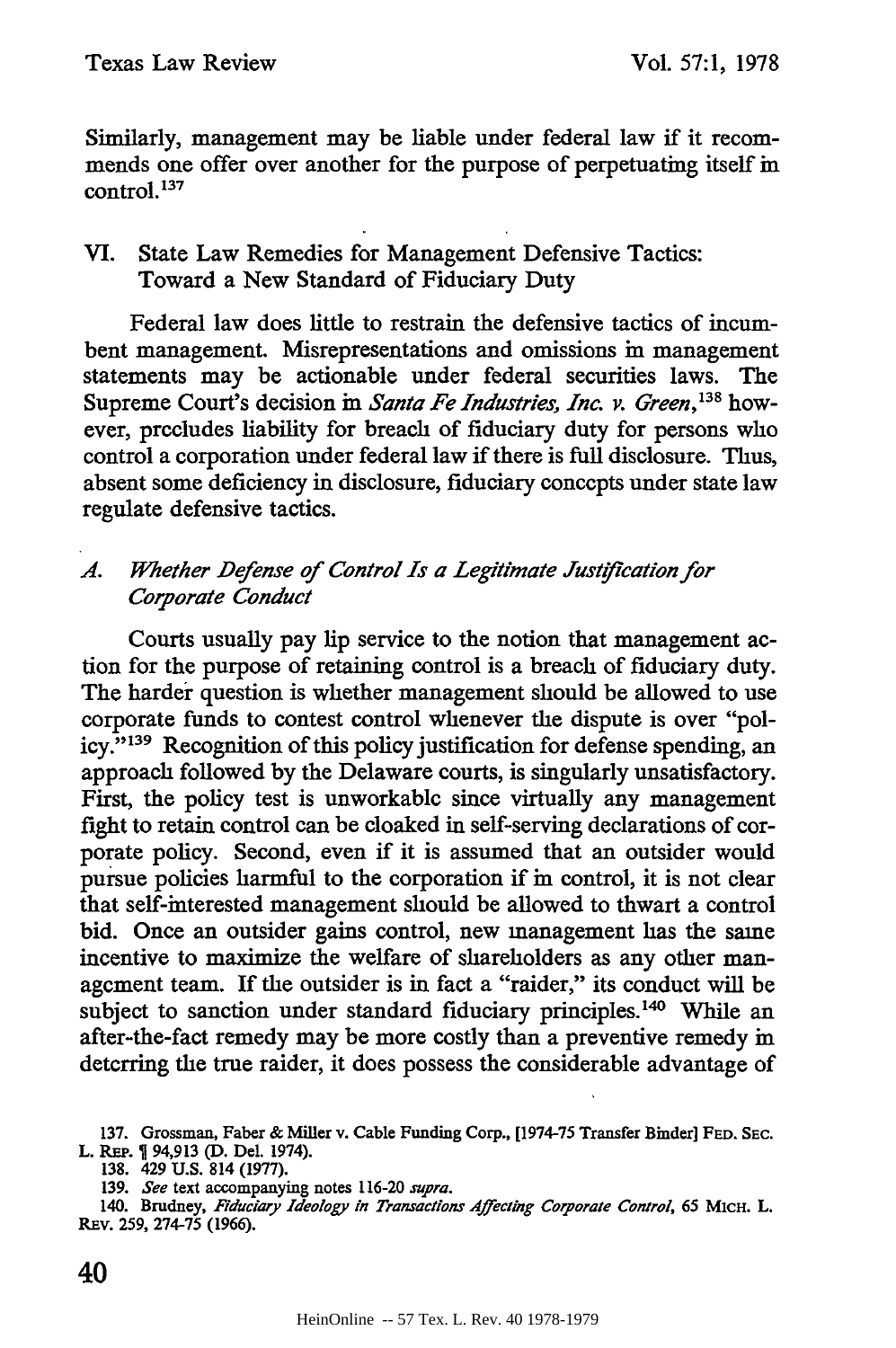Similarly, management may be liable under federal law if it recommends one offer over another for the purpose of perpetuating itself in control.[137]

## VI. State Law Remedies for Management Defensive Tactics: Toward a New Standard of Fiduciary Duty

Federal law does little to restrain the defensive tactics of incumbent management. Misrepresentations and omissions in management statements may be actionable under federal securities laws. The Supreme Court's decision in *Santa Fe Industries, Inc. v. Green*,[138] however, precludes liability for breach of fiduciary duty for persons who control a corporation under federal law if there is full disclosure. Thus, absent some deficiency in disclosure, fiduciary concepts under state law regulate defensive tactics.

### *A. Whether Defense of Control Is a Legitimate Justification for Corporate Conduct*

Courts usually pay lip service to the notion that management action for the purpose of retaining control is a breach of fiduciary duty. The harder question is whether management should be allowed to use corporate funds to contest control whenever the dispute is over "policy."[139] Recognition of this policy justification for defense spending, an approach followed by the Delaware courts, is singularly unsatisfactory. First, the policy test is unworkable since virtually any management fight to retain control can be cloaked in self-serving declarations of corporate policy. Second, even if it is assumed that an outsider would pursue policies harmful to the corporation if in control, it is not clear that self-interested management should be allowed to thwart a control bid. Once an outsider gains control, new management has the same incentive to maximize the welfare of shareholders as any other management team. If the outsider is in fact a "raider," its conduct will be subject to sanction under standard fiduciary principles.[140] While an after-the-fact remedy may be more costly than a preventive remedy in deterring the true raider, it does possess the considerable advantage of

137. Grossman, Faber & Miller v. Cable Funding Corp., [1974-75 Transfer Binder] FED. SEC. L. REP. ¶ 94,913 (D. Del. 1974).

138. 429 U.S. 814 (1977).

139. *See* text accompanying notes 116-20 *supra*.

140. Brudney, *Fiduciary Ideology in Transactions Affecting Corporate Control*, 65 MICH. L. REV. 259, 274-75 (1966).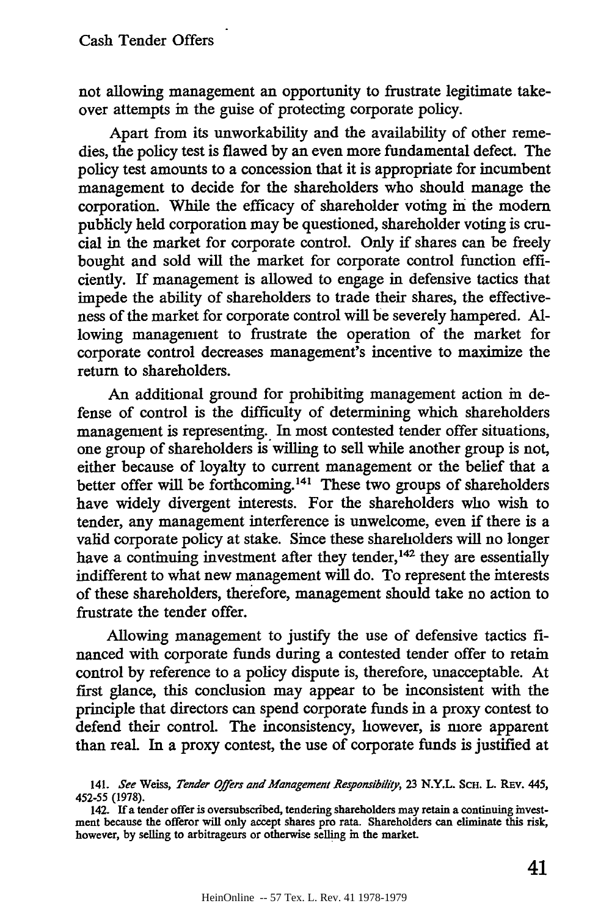not allowing management an opportunity to frustrate legitimate takeover attempts in the guise of protecting corporate policy.

Apart from its unworkability and the availability of other remedies, the policy test is flawed by an even more fundamental defect. The policy test amounts to a concession that it is appropriate for incumbent management to decide for the shareholders who should manage the corporation. While the efficacy of shareholder voting in the modern publicly held corporation may be questioned, shareholder voting is crucial in the market for corporate control. Only if shares can be freely bought and sold will the market for corporate control function efficiently. If management is allowed to engage in defensive tactics that impede the ability of shareholders to trade their shares, the effectiveness of the market for corporate control will be severely hampered. Allowing management to frustrate the operation of the market for corporate control decreases management's incentive to maximize the return to shareholders.

An additional ground for prohibiting management action in defense of control is the difficulty of determining which shareholders management is representing. In most contested tender offer situations, one group of shareholders is willing to sell while another group is not, either because of loyalty to current management or the belief that a better offer will be forthcoming.[141] These two groups of shareholders have widely divergent interests. For the shareholders who wish to tender, any management interference is unwelcome, even if there is a valid corporate policy at stake. Since these shareholders will no longer have a continuing investment after they tender,[142] they are essentially indifferent to what new management will do. To represent the interests of these shareholders, therefore, management should take no action to frustrate the tender offer.

Allowing management to justify the use of defensive tactics financed with corporate funds during a contested tender offer to retain control by reference to a policy dispute is, therefore, unacceptable. At first glance, this conclusion may appear to be inconsistent with the principle that directors can spend corporate funds in a proxy contest to defend their control. The inconsistency, however, is more apparent than real. In a proxy contest, the use of corporate funds is justified at

141. *See* Weiss, *Tender Offers and Management Responsibility*, 23 N.Y.L. SCH. L. REV. 445, 452-55 (1978).

142. If a tender offer is oversubscribed, tendering shareholders may retain a continuing investment because the offeror will only accept shares pro rata. Shareholders can eliminate this risk, however, by selling to arbitrageurs or otherwise selling in the market.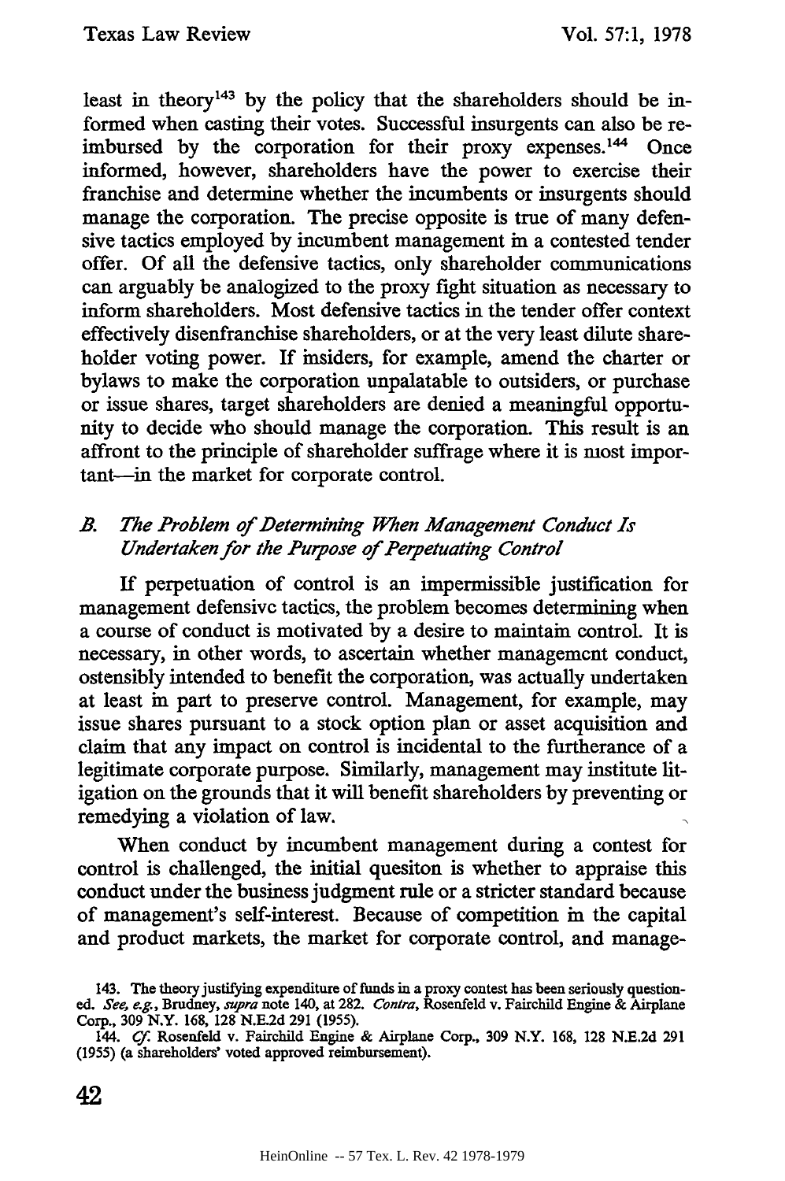least in theory[143] by the policy that the shareholders should be informed when casting their votes. Successful insurgents can also be reimbursed by the corporation for their proxy expenses.[144] Once informed, however, shareholders have the power to exercise their franchise and determine whether the incumbents or insurgents should manage the corporation. The precise opposite is true of many defensive tactics employed by incumbent management in a contested tender offer. Of all the defensive tactics, only shareholder communications can arguably be analogized to the proxy fight situation as necessary to inform shareholders. Most defensive tactics in the tender offer context effectively disenfranchise shareholders, or at the very least dilute shareholder voting power. If insiders, for example, amend the charter or bylaws to make the corporation unpalatable to outsiders, or purchase or issue shares, target shareholders are denied a meaningful opportunity to decide who should manage the corporation. This result is an affront to the principle of shareholder suffrage where it is most important—in the market for corporate control.

### *B. The Problem of Determining When Management Conduct Is Undertaken for the Purpose of Perpetuating Control*

If perpetuation of control is an impermissible justification for management defensive tactics, the problem becomes determining when a course of conduct is motivated by a desire to maintain control. It is necessary, in other words, to ascertain whether management conduct, ostensibly intended to benefit the corporation, was actually undertaken at least in part to preserve control. Management, for example, may issue shares pursuant to a stock option plan or asset acquisition and claim that any impact on control is incidental to the furtherance of a legitimate corporate purpose. Similarly, management may institute litigation on the grounds that it will benefit shareholders by preventing or remedying a violation of law.

When conduct by incumbent management during a contest for control is challenged, the initial quesiton is whether to appraise this conduct under the business judgment rule or a stricter standard because of management's self-interest. Because of competition in the capital and product markets, the market for corporate control, and manage-

143. The theory justifying expenditure of funds in a proxy contest has been seriously questioned. *See, e.g.*, Brudney, *supra* note 140, at 282. *Contra*, Rosenfeld v. Fairchild Engine & Airplane Corp., 309 N.Y. 168, 128 N.E.2d 291 (1955).

144. *Cf.* Rosenfeld v. Fairchild Engine & Airplane Corp., 309 N.Y. 168, 128 N.E.2d 291 (1955) (a shareholders' voted approved reimbursement).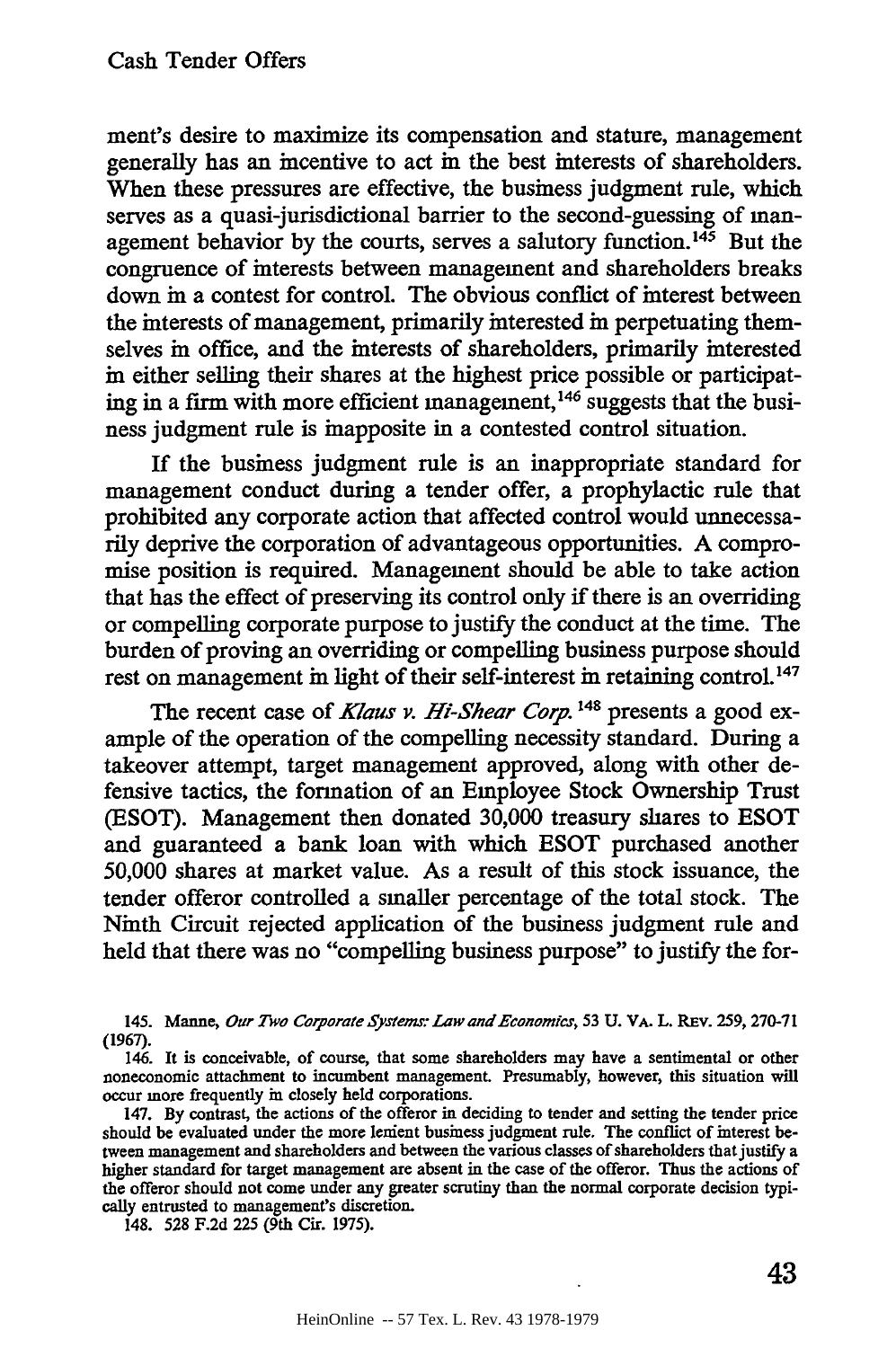ment's desire to maximize its compensation and stature, management generally has an incentive to act in the best interests of shareholders. When these pressures are effective, the business judgment rule, which serves as a quasi-jurisdictional barrier to the second-guessing of management behavior by the courts, serves a salutory function.[145] But the congruence of interests between management and shareholders breaks down in a contest for control. The obvious conflict of interest between the interests of management, primarily interested in perpetuating themselves in office, and the interests of shareholders, primarily interested in either selling their shares at the highest price possible or participating in a firm with more efficient management,[146] suggests that the business judgment rule is inapposite in a contested control situation.

If the business judgment rule is an inappropriate standard for management conduct during a tender offer, a prophylactic rule that prohibited any corporate action that affected control would unnecessarily deprive the corporation of advantageous opportunities. A compromise position is required. Management should be able to take action that has the effect of preserving its control only if there is an overriding or compelling corporate purpose to justify the conduct at the time. The burden of proving an overriding or compelling business purpose should rest on management in light of their self-interest in retaining control.[147]

The recent case of *Klaus v. Hi-Shear Corp.*[148] presents a good example of the operation of the compelling necessity standard. During a takeover attempt, target management approved, along with other defensive tactics, the formation of an Employee Stock Ownership Trust (ESOT). Management then donated 30,000 treasury shares to ESOT and guaranteed a bank loan with which ESOT purchased another 50,000 shares at market value. As a result of this stock issuance, the tender offeror controlled a smaller percentage of the total stock. The Ninth Circuit rejected application of the business judgment rule and held that there was no "compelling business purpose" to justify the for-

145. Manne, *Our Two Corporate Systems: Law and Economics*, 53 U. VA. L. REV. 259, 270-71 (1967).

146. It is conceivable, of course, that some shareholders may have a sentimental or other noneconomic attachment to incumbent management. Presumably, however, this situation will occur more frequently in closely held corporations.

147. By contrast, the actions of the offeror in deciding to tender and setting the tender price should be evaluated under the more lenient business judgment rule. The conflict of interest between management and shareholders and between the various classes of shareholders that justify a higher standard for target management are absent in the case of the offeror. Thus the actions of the offeror should not come under any greater scrutiny than the normal corporate decision typically entrusted to management's discretion.

148. 528 F.2d 225 (9th Cir. 1975).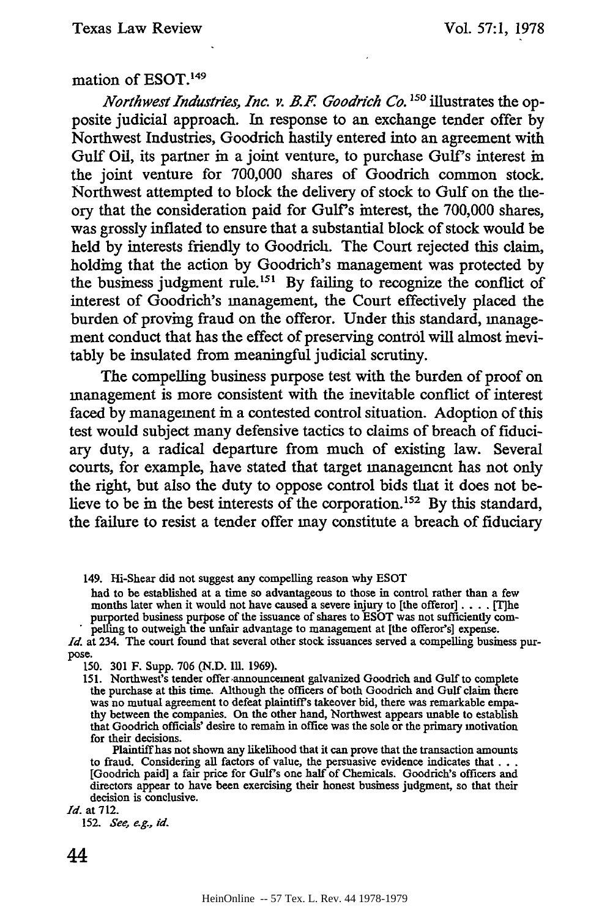mation of ESOT.[149]

*Northwest Industries, Inc. v. B.F. Goodrich Co.*[150] illustrates the opposite judicial approach. In response to an exchange tender offer by Northwest Industries, Goodrich hastily entered into an agreement with Gulf Oil, its partner in a joint venture, to purchase Gulf's interest in the joint venture for 700,000 shares of Goodrich common stock. Northwest attempted to block the delivery of stock to Gulf on the theory that the consideration paid for Gulf's interest, the 700,000 shares, was grossly inflated to ensure that a substantial block of stock would be held by interests friendly to Goodrich. The Court rejected this claim, holding that the action by Goodrich's management was protected by the business judgment rule.[151] By failing to recognize the conflict of interest of Goodrich's management, the Court effectively placed the burden of proving fraud on the offeror. Under this standard, management conduct that has the effect of preserving control will almost inevitably be insulated from meaningful judicial scrutiny.

The compelling business purpose test with the burden of proof on management is more consistent with the inevitable conflict of interest faced by management in a contested control situation. Adoption of this test would subject many defensive tactics to claims of breach of fiduciary duty, a radical departure from much of existing law. Several courts, for example, have stated that target management has not only the right, but also the duty to oppose control bids that it does not believe to be in the best interests of the corporation.[152] By this standard, the failure to resist a tender offer may constitute a breach of fiduciary

---

149. Hi-Shear did not suggest any compelling reason why ESOT

> had to be established at a time so advantageous to those in control rather than a few months later when it would not have caused a severe injury to [the offeror] . . . . [T]he purported business purpose of the issuance of shares to ESOT was not sufficiently compelling to outweigh the unfair advantage to management at [the offeror's] expense.

*Id.* at 234. The court found that several other stock issuances served a compelling business purpose.

150. 301 F. Supp. 706 (N.D. Ill. 1969).

151. Northwest's tender offer announcement galvanized Goodrich and Gulf to complete the purchase at this time. Although the officers of both Goodrich and Gulf claim there was no mutual agreement to defeat plaintiff's takeover bid, there was remarkable empathy between the companies. On the other hand, Northwest appears unable to establish that Goodrich officials' desire to remain in office was the sole or the primary motivation for their decisions.

> Plaintiff has not shown any likelihood that it can prove that the transaction amounts to fraud. Considering all factors of value, the persuasive evidence indicates that . . . [Goodrich paid] a fair price for Gulf's one half of Chemicals. Goodrich's officers and directors appear to have been exercising their honest business judgment, so that their decision is conclusive.

*Id.* at 712.

152. *See, e.g., id.*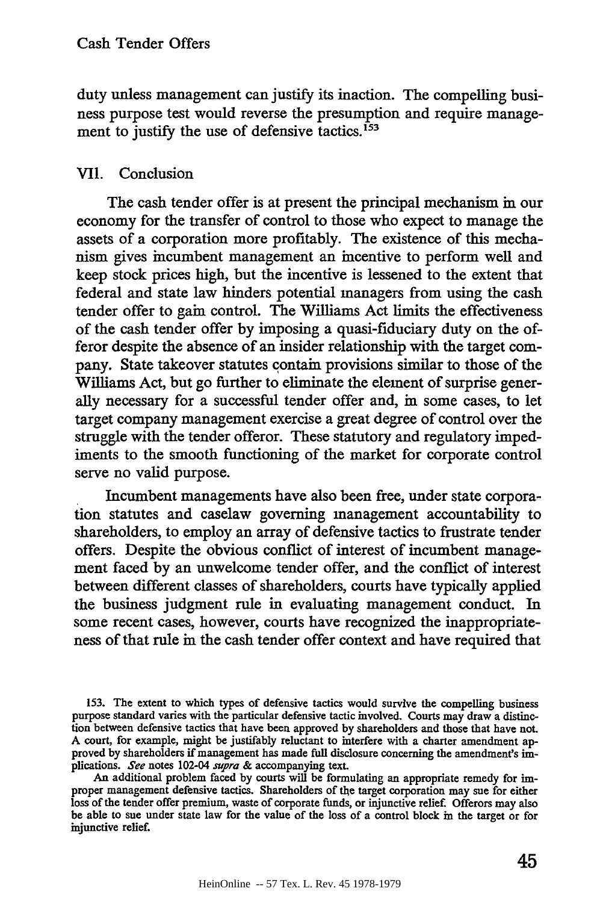duty unless management can justify its inaction. The compelling business purpose test would reverse the presumption and require management to justify the use of defensive tactics.[153]

## VII. Conclusion

The cash tender offer is at present the principal mechanism in our economy for the transfer of control to those who expect to manage the assets of a corporation more profitably. The existence of this mechanism gives incumbent management an incentive to perform well and keep stock prices high, but the incentive is lessened to the extent that federal and state law hinders potential managers from using the cash tender offer to gain control. The Williams Act limits the effectiveness of the cash tender offer by imposing a quasi-fiduciary duty on the offeror despite the absence of an insider relationship with the target company. State takeover statutes contain provisions similar to those of the Williams Act, but go further to eliminate the element of surprise generally necessary for a successful tender offer and, in some cases, to let target company management exercise a great degree of control over the struggle with the tender offeror. These statutory and regulatory impediments to the smooth functioning of the market for corporate control serve no valid purpose.

Incumbent managements have also been free, under state corporation statutes and caselaw governing management accountability to shareholders, to employ an array of defensive tactics to frustrate tender offers. Despite the obvious conflict of interest of incumbent management faced by an unwelcome tender offer, and the conflict of interest between different classes of shareholders, courts have typically applied the business judgment rule in evaluating management conduct. In some recent cases, however, courts have recognized the inappropriateness of that rule in the cash tender offer context and have required that

---

153. The extent to which types of defensive tactics would survive the compelling business purpose standard varies with the particular defensive tactic involved. Courts may draw a distinction between defensive tactics that have been approved by shareholders and those that have not. A court, for example, might be justifiably reluctant to interfere with a charter amendment approved by shareholders if management has made full disclosure concerning the amendment's implications. *See* notes 102-04 *supra* & accompanying text.

An additional problem faced by courts will be formulating an appropriate remedy for improper management defensive tactics. Shareholders of the target corporation may sue for either loss of the tender offer premium, waste of corporate funds, or injunctive relief. Offerors may also be able to sue under state law for the value of the loss of a control block in the target or for injunctive relief.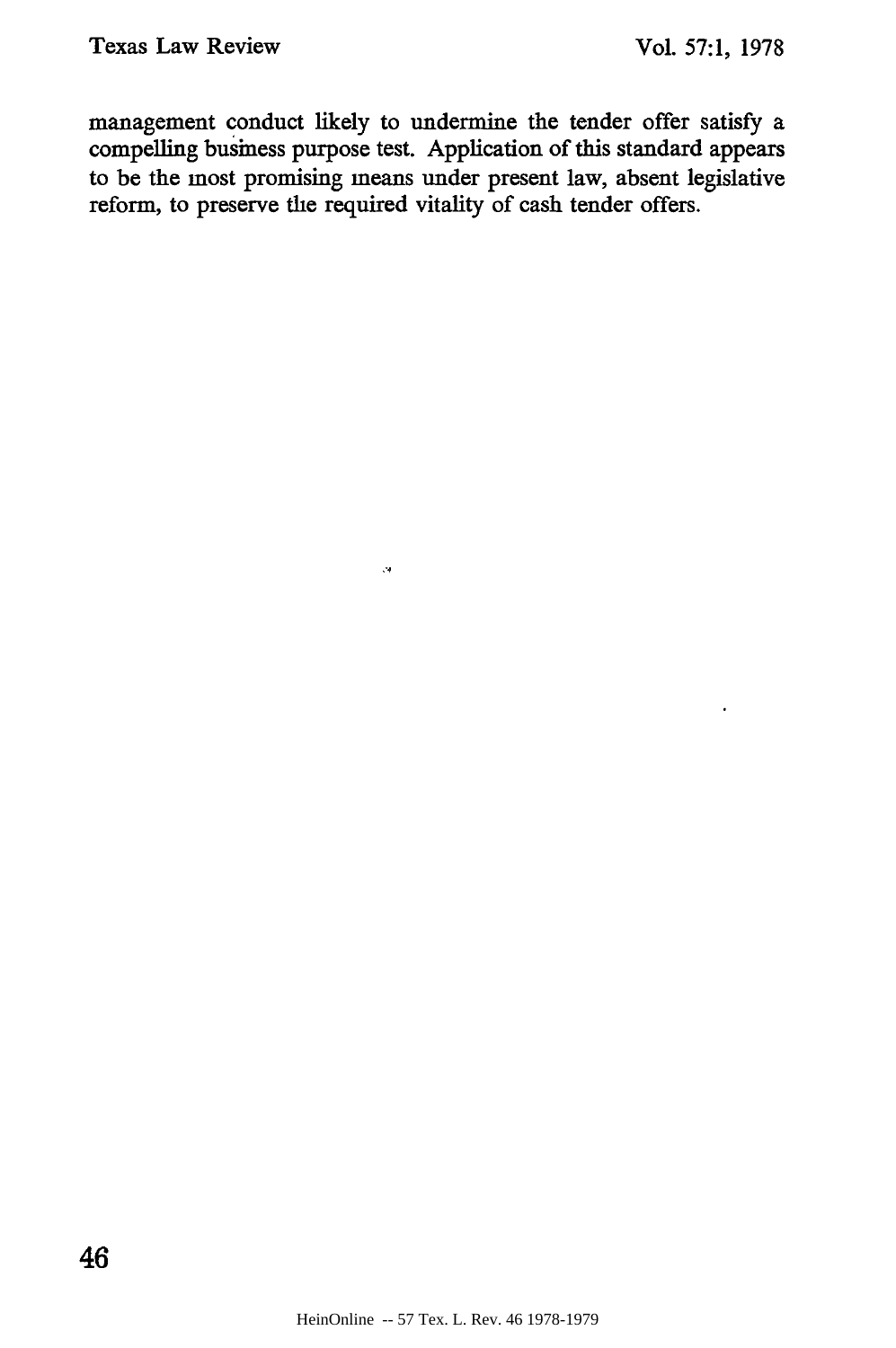management conduct likely to undermine the tender offer satisfy a compelling business purpose test. Application of this standard appears to be the most promising means under present law, absent legislative reform, to preserve the required vitality of cash tender offers.